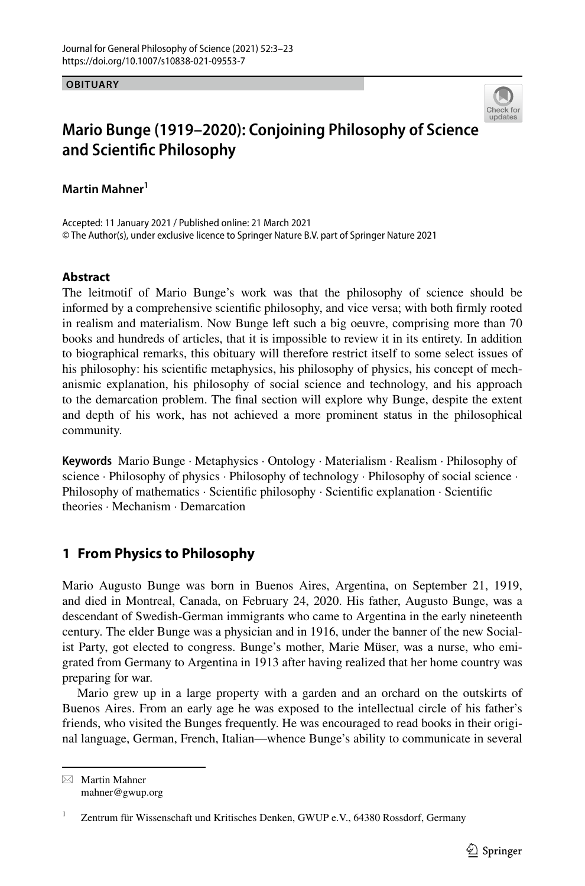**OBITUARY**

# Mario Bunge (1919–2020): Conjoining Philosophy of Science and Scientific Philosophy

**Martin Mahner**[1]

Accepted: 11 January 2021 / Published online: 21 March 2021
© The Author(s), under exclusive licence to Springer Nature B.V. part of Springer Nature 2021

### Abstract

The leitmotif of Mario Bunge's work was that the philosophy of science should be informed by a comprehensive scientific philosophy, and vice versa; with both firmly rooted in realism and materialism. Now Bunge left such a big oeuvre, comprising more than 70 books and hundreds of articles, that it is impossible to review it in its entirety. In addition to biographical remarks, this obituary will therefore restrict itself to some select issues of his philosophy: his scientific metaphysics, his philosophy of physics, his concept of mechanismic explanation, his philosophy of social science and technology, and his approach to the demarcation problem. The final section will explore why Bunge, despite the extent and depth of his work, has not achieved a more prominent status in the philosophical community.

**Keywords** Mario Bunge · Metaphysics · Ontology · Materialism · Realism · Philosophy of science · Philosophy of physics · Philosophy of technology · Philosophy of social science · Philosophy of mathematics · Scientific philosophy · Scientific explanation · Scientific theories · Mechanism · Demarcation

## 1 From Physics to Philosophy

Mario Augusto Bunge was born in Buenos Aires, Argentina, on September 21, 1919, and died in Montreal, Canada, on February 24, 2020. His father, Augusto Bunge, was a descendant of Swedish-German immigrants who came to Argentina in the early nineteenth century. The elder Bunge was a physician and in 1916, under the banner of the new Socialist Party, got elected to congress. Bunge's mother, Marie Müser, was a nurse, who emigrated from Germany to Argentina in 1913 after having realized that her home country was preparing for war.

Mario grew up in a large property with a garden and an orchard on the outskirts of Buenos Aires. From an early age he was exposed to the intellectual circle of his father's friends, who visited the Bunges frequently. He was encouraged to read books in their original language, German, French, Italian—whence Bunge's ability to communicate in several

---

✉ Martin Mahner
mahner@gwup.org

[1] Zentrum für Wissenschaft und Kritisches Denken, GWUP e.V., 64380 Rossdorf, Germany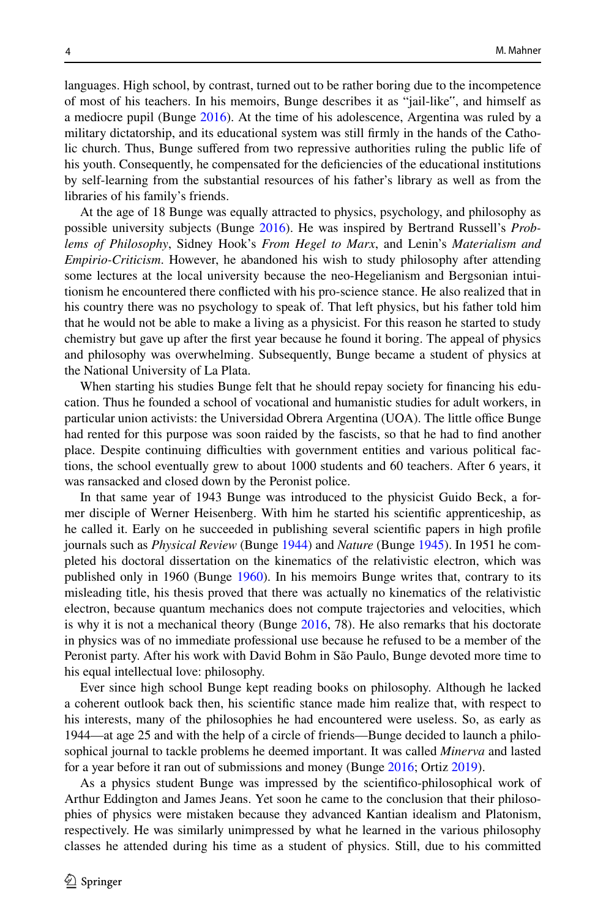languages. High school, by contrast, turned out to be rather boring due to the incompetence of most of his teachers. In his memoirs, Bunge describes it as "jail-like", and himself as a mediocre pupil (Bunge 2016). At the time of his adolescence, Argentina was ruled by a military dictatorship, and its educational system was still firmly in the hands of the Catholic church. Thus, Bunge suffered from two repressive authorities ruling the public life of his youth. Consequently, he compensated for the deficiencies of the educational institutions by self-learning from the substantial resources of his father's library as well as from the libraries of his family's friends.

At the age of 18 Bunge was equally attracted to physics, psychology, and philosophy as possible university subjects (Bunge 2016). He was inspired by Bertrand Russell's *Problems of Philosophy*, Sidney Hook's *From Hegel to Marx*, and Lenin's *Materialism and Empirio-Criticism*. However, he abandoned his wish to study philosophy after attending some lectures at the local university because the neo-Hegelianism and Bergsonian intuitionism he encountered there conflicted with his pro-science stance. He also realized that in his country there was no psychology to speak of. That left physics, but his father told him that he would not be able to make a living as a physicist. For this reason he started to study chemistry but gave up after the first year because he found it boring. The appeal of physics and philosophy was overwhelming. Subsequently, Bunge became a student of physics at the National University of La Plata.

When starting his studies Bunge felt that he should repay society for financing his education. Thus he founded a school of vocational and humanistic studies for adult workers, in particular union activists: the Universidad Obrera Argentina (UOA). The little office Bunge had rented for this purpose was soon raided by the fascists, so that he had to find another place. Despite continuing difficulties with government entities and various political factions, the school eventually grew to about 1000 students and 60 teachers. After 6 years, it was ransacked and closed down by the Peronist police.

In that same year of 1943 Bunge was introduced to the physicist Guido Beck, a former disciple of Werner Heisenberg. With him he started his scientific apprenticeship, as he called it. Early on he succeeded in publishing several scientific papers in high profile journals such as *Physical Review* (Bunge 1944) and *Nature* (Bunge 1945). In 1951 he completed his doctoral dissertation on the kinematics of the relativistic electron, which was published only in 1960 (Bunge 1960). In his memoirs Bunge writes that, contrary to its misleading title, his thesis proved that there was actually no kinematics of the relativistic electron, because quantum mechanics does not compute trajectories and velocities, which is why it is not a mechanical theory (Bunge 2016, 78). He also remarks that his doctorate in physics was of no immediate professional use because he refused to be a member of the Peronist party. After his work with David Bohm in São Paulo, Bunge devoted more time to his equal intellectual love: philosophy.

Ever since high school Bunge kept reading books on philosophy. Although he lacked a coherent outlook back then, his scientific stance made him realize that, with respect to his interests, many of the philosophies he had encountered were useless. So, as early as 1944—at age 25 and with the help of a circle of friends—Bunge decided to launch a philosophical journal to tackle problems he deemed important. It was called *Minerva* and lasted for a year before it ran out of submissions and money (Bunge 2016; Ortiz 2019).

As a physics student Bunge was impressed by the scientifico-philosophical work of Arthur Eddington and James Jeans. Yet soon he came to the conclusion that their philosophies of physics were mistaken because they advanced Kantian idealism and Platonism, respectively. He was similarly unimpressed by what he learned in the various philosophy classes he attended during his time as a student of physics. Still, due to his committed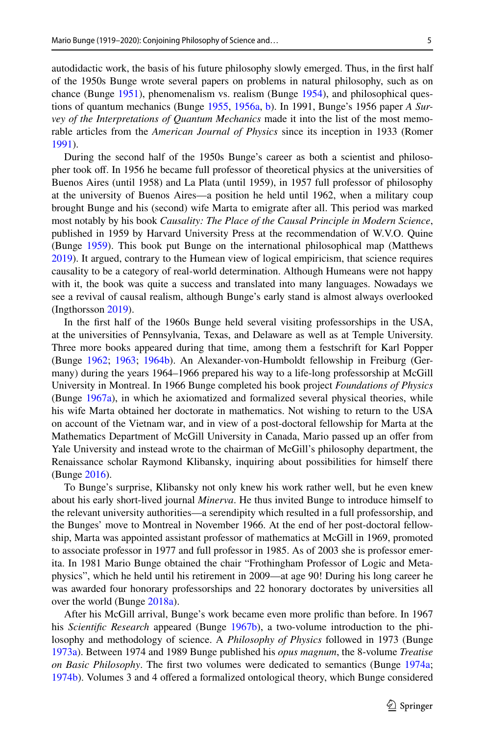autodidactic work, the basis of his future philosophy slowly emerged. Thus, in the first half of the 1950s Bunge wrote several papers on problems in natural philosophy, such as on chance (Bunge 1951), phenomenalism vs. realism (Bunge 1954), and philosophical questions of quantum mechanics (Bunge 1955, 1956a, b). In 1991, Bunge's 1956 paper *A Survey of the Interpretations of Quantum Mechanics* made it into the list of the most memorable articles from the *American Journal of Physics* since its inception in 1933 (Romer 1991).

During the second half of the 1950s Bunge's career as both a scientist and philosopher took off. In 1956 he became full professor of theoretical physics at the universities of Buenos Aires (until 1958) and La Plata (until 1959), in 1957 full professor of philosophy at the university of Buenos Aires—a position he held until 1962, when a military coup brought Bunge and his (second) wife Marta to emigrate after all. This period was marked most notably by his book *Causality: The Place of the Causal Principle in Modern Science*, published in 1959 by Harvard University Press at the recommendation of W.V.O. Quine (Bunge 1959). This book put Bunge on the international philosophical map (Matthews 2019). It argued, contrary to the Humean view of logical empiricism, that science requires causality to be a category of real-world determination. Although Humeans were not happy with it, the book was quite a success and translated into many languages. Nowadays we see a revival of causal realism, although Bunge's early stand is almost always overlooked (Ingthorsson 2019).

In the first half of the 1960s Bunge held several visiting professorships in the USA, at the universities of Pennsylvania, Texas, and Delaware as well as at Temple University. Three more books appeared during that time, among them a festschrift for Karl Popper (Bunge 1962; 1963; 1964b). An Alexander-von-Humboldt fellowship in Freiburg (Germany) during the years 1964–1966 prepared his way to a life-long professorship at McGill University in Montreal. In 1966 Bunge completed his book project *Foundations of Physics* (Bunge 1967a), in which he axiomatized and formalized several physical theories, while his wife Marta obtained her doctorate in mathematics. Not wishing to return to the USA on account of the Vietnam war, and in view of a post-doctoral fellowship for Marta at the Mathematics Department of McGill University in Canada, Mario passed up an offer from Yale University and instead wrote to the chairman of McGill's philosophy department, the Renaissance scholar Raymond Klibansky, inquiring about possibilities for himself there (Bunge 2016).

To Bunge's surprise, Klibansky not only knew his work rather well, but he even knew about his early short-lived journal *Minerva*. He thus invited Bunge to introduce himself to the relevant university authorities—a serendipity which resulted in a full professorship, and the Bunges' move to Montreal in November 1966. At the end of her post-doctoral fellowship, Marta was appointed assistant professor of mathematics at McGill in 1969, promoted to associate professor in 1977 and full professor in 1985. As of 2003 she is professor emerita. In 1981 Mario Bunge obtained the chair "Frothingham Professor of Logic and Metaphysics", which he held until his retirement in 2009—at age 90! During his long career he was awarded four honorary professorships and 22 honorary doctorates by universities all over the world (Bunge 2018a).

After his McGill arrival, Bunge's work became even more prolific than before. In 1967 his *Scientific Research* appeared (Bunge 1967b), a two-volume introduction to the philosophy and methodology of science. A *Philosophy of Physics* followed in 1973 (Bunge 1973a). Between 1974 and 1989 Bunge published his *opus magnum*, the 8-volume *Treatise on Basic Philosophy*. The first two volumes were dedicated to semantics (Bunge 1974a; 1974b). Volumes 3 and 4 offered a formalized ontological theory, which Bunge considered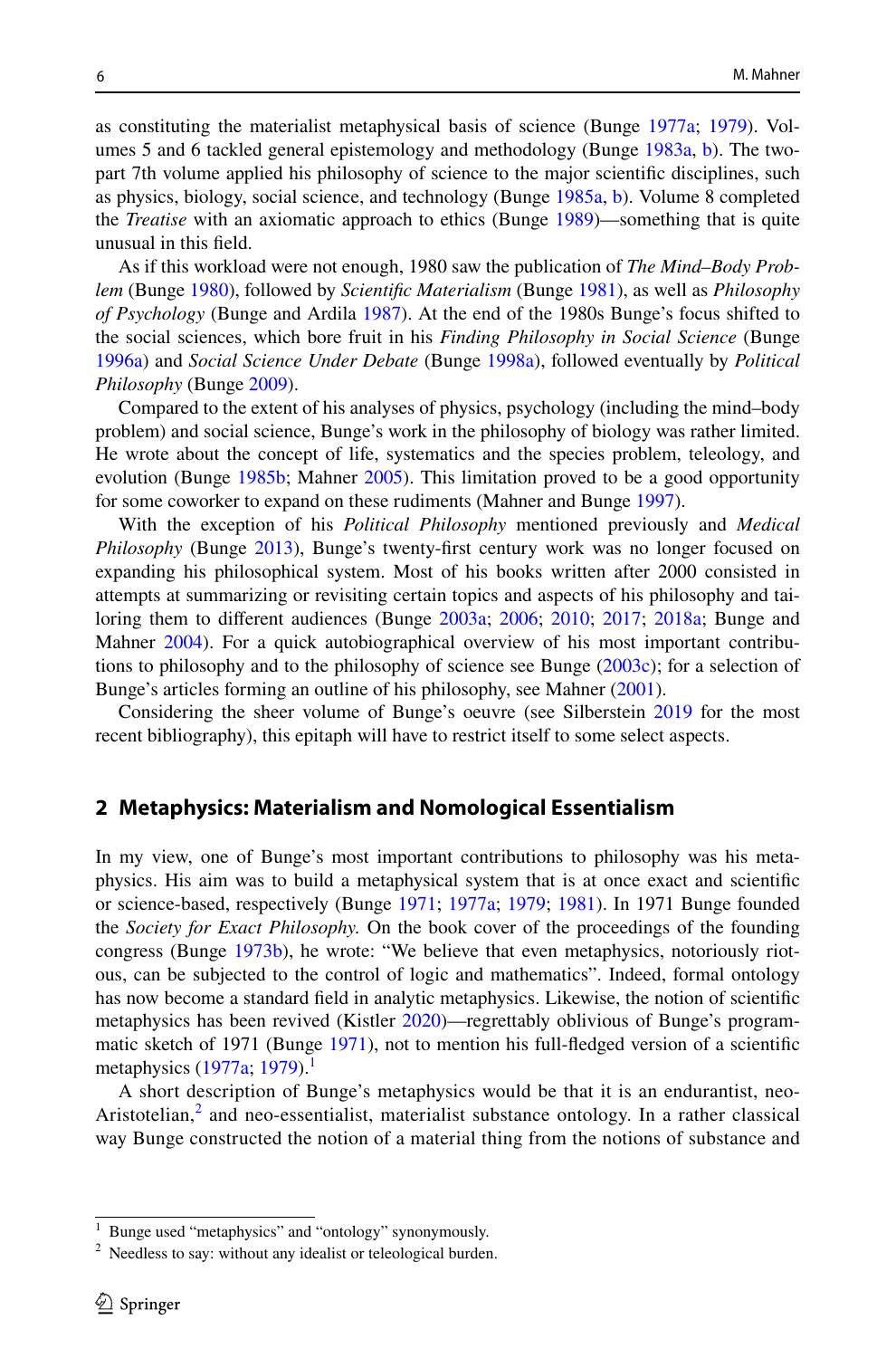as constituting the materialist metaphysical basis of science (Bunge 1977a; 1979). Volumes 5 and 6 tackled general epistemology and methodology (Bunge 1983a, b). The two-part 7th volume applied his philosophy of science to the major scientific disciplines, such as physics, biology, social science, and technology (Bunge 1985a, b). Volume 8 completed the *Treatise* with an axiomatic approach to ethics (Bunge 1989)—something that is quite unusual in this field.

As if this workload were not enough, 1980 saw the publication of *The Mind–Body Problem* (Bunge 1980), followed by *Scientific Materialism* (Bunge 1981), as well as *Philosophy of Psychology* (Bunge and Ardila 1987). At the end of the 1980s Bunge's focus shifted to the social sciences, which bore fruit in his *Finding Philosophy in Social Science* (Bunge 1996a) and *Social Science Under Debate* (Bunge 1998a), followed eventually by *Political Philosophy* (Bunge 2009).

Compared to the extent of his analyses of physics, psychology (including the mind–body problem) and social science, Bunge's work in the philosophy of biology was rather limited. He wrote about the concept of life, systematics and the species problem, teleology, and evolution (Bunge 1985b; Mahner 2005). This limitation proved to be a good opportunity for some coworker to expand on these rudiments (Mahner and Bunge 1997).

With the exception of his *Political Philosophy* mentioned previously and *Medical Philosophy* (Bunge 2013), Bunge's twenty-first century work was no longer focused on expanding his philosophical system. Most of his books written after 2000 consisted in attempts at summarizing or revisiting certain topics and aspects of his philosophy and tailoring them to different audiences (Bunge 2003a; 2006; 2010; 2017; 2018a; Bunge and Mahner 2004). For a quick autobiographical overview of his most important contributions to philosophy and to the philosophy of science see Bunge (2003c); for a selection of Bunge's articles forming an outline of his philosophy, see Mahner (2001).

Considering the sheer volume of Bunge's oeuvre (see Silberstein 2019 for the most recent bibliography), this epitaph will have to restrict itself to some select aspects.

## 2 Metaphysics: Materialism and Nomological Essentialism

In my view, one of Bunge's most important contributions to philosophy was his metaphysics. His aim was to build a metaphysical system that is at once exact and scientific or science-based, respectively (Bunge 1971; 1977a; 1979; 1981). In 1971 Bunge founded the *Society for Exact Philosophy.* On the book cover of the proceedings of the founding congress (Bunge 1973b), he wrote: "We believe that even metaphysics, notoriously riotous, can be subjected to the control of logic and mathematics". Indeed, formal ontology has now become a standard field in analytic metaphysics. Likewise, the notion of scientific metaphysics has been revived (Kistler 2020)—regrettably oblivious of Bunge's programmatic sketch of 1971 (Bunge 1971), not to mention his full-fledged version of a scientific metaphysics (1977a; 1979).[1]

A short description of Bunge's metaphysics would be that it is an endurantist, neo-Aristotelian,[2] and neo-essentialist, materialist substance ontology. In a rather classical way Bunge constructed the notion of a material thing from the notions of substance and

---

[1] Bunge used "metaphysics" and "ontology" synonymously.

[2] Needless to say: without any idealist or teleological burden.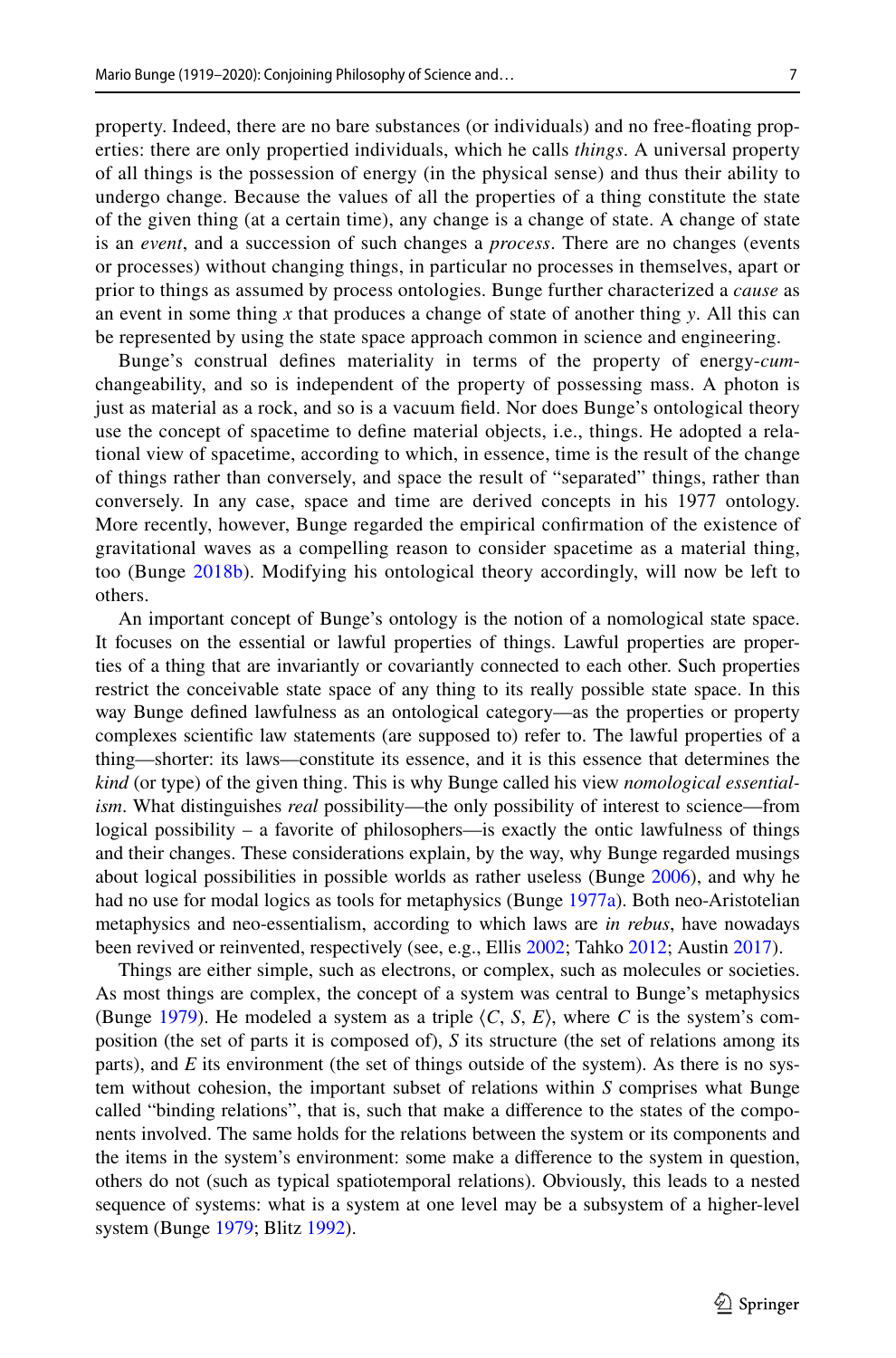property. Indeed, there are no bare substances (or individuals) and no free-floating properties: there are only propertied individuals, which he calls *things*. A universal property of all things is the possession of energy (in the physical sense) and thus their ability to undergo change. Because the values of all the properties of a thing constitute the state of the given thing (at a certain time), any change is a change of state. A change of state is an *event*, and a succession of such changes a *process*. There are no changes (events or processes) without changing things, in particular no processes in themselves, apart or prior to things as assumed by process ontologies. Bunge further characterized a *cause* as an event in some thing $x$ that produces a change of state of another thing $y$. All this can be represented by using the state space approach common in science and engineering.

Bunge's construal defines materiality in terms of the property of energy-*cum*-changeability, and so is independent of the property of possessing mass. A photon is just as material as a rock, and so is a vacuum field. Nor does Bunge's ontological theory use the concept of spacetime to define material objects, i.e., things. He adopted a relational view of spacetime, according to which, in essence, time is the result of the change of things rather than conversely, and space the result of "separated" things, rather than conversely. In any case, space and time are derived concepts in his 1977 ontology. More recently, however, Bunge regarded the empirical confirmation of the existence of gravitational waves as a compelling reason to consider spacetime as a material thing, too (Bunge 2018b). Modifying his ontological theory accordingly, will now be left to others.

An important concept of Bunge's ontology is the notion of a nomological state space. It focuses on the essential or lawful properties of things. Lawful properties are properties of a thing that are invariantly or covariantly connected to each other. Such properties restrict the conceivable state space of any thing to its really possible state space. In this way Bunge defined lawfulness as an ontological category—as the properties or property complexes scientific law statements (are supposed to) refer to. The lawful properties of a thing—shorter: its laws—constitute its essence, and it is this essence that determines the *kind* (or type) of the given thing. This is why Bunge called his view *nomological essentialism*. What distinguishes *real* possibility—the only possibility of interest to science—from logical possibility – a favorite of philosophers—is exactly the ontic lawfulness of things and their changes. These considerations explain, by the way, why Bunge regarded musings about logical possibilities in possible worlds as rather useless (Bunge 2006), and why he had no use for modal logics as tools for metaphysics (Bunge 1977a). Both neo-Aristotelian metaphysics and neo-essentialism, according to which laws are *in rebus*, have nowadays been revived or reinvented, respectively (see, e.g., Ellis 2002; Tahko 2012; Austin 2017).

Things are either simple, such as electrons, or complex, such as molecules or societies. As most things are complex, the concept of a system was central to Bunge's metaphysics (Bunge 1979). He modeled a system as a triple $\langle C, S, E \rangle$, where $C$ is the system's composition (the set of parts it is composed of), $S$ its structure (the set of relations among its parts), and $E$ its environment (the set of things outside of the system). As there is no system without cohesion, the important subset of relations within $S$ comprises what Bunge called "binding relations", that is, such that make a difference to the states of the components involved. The same holds for the relations between the system or its components and the items in the system's environment: some make a difference to the system in question, others do not (such as typical spatiotemporal relations). Obviously, this leads to a nested sequence of systems: what is a system at one level may be a subsystem of a higher-level system (Bunge 1979; Blitz 1992).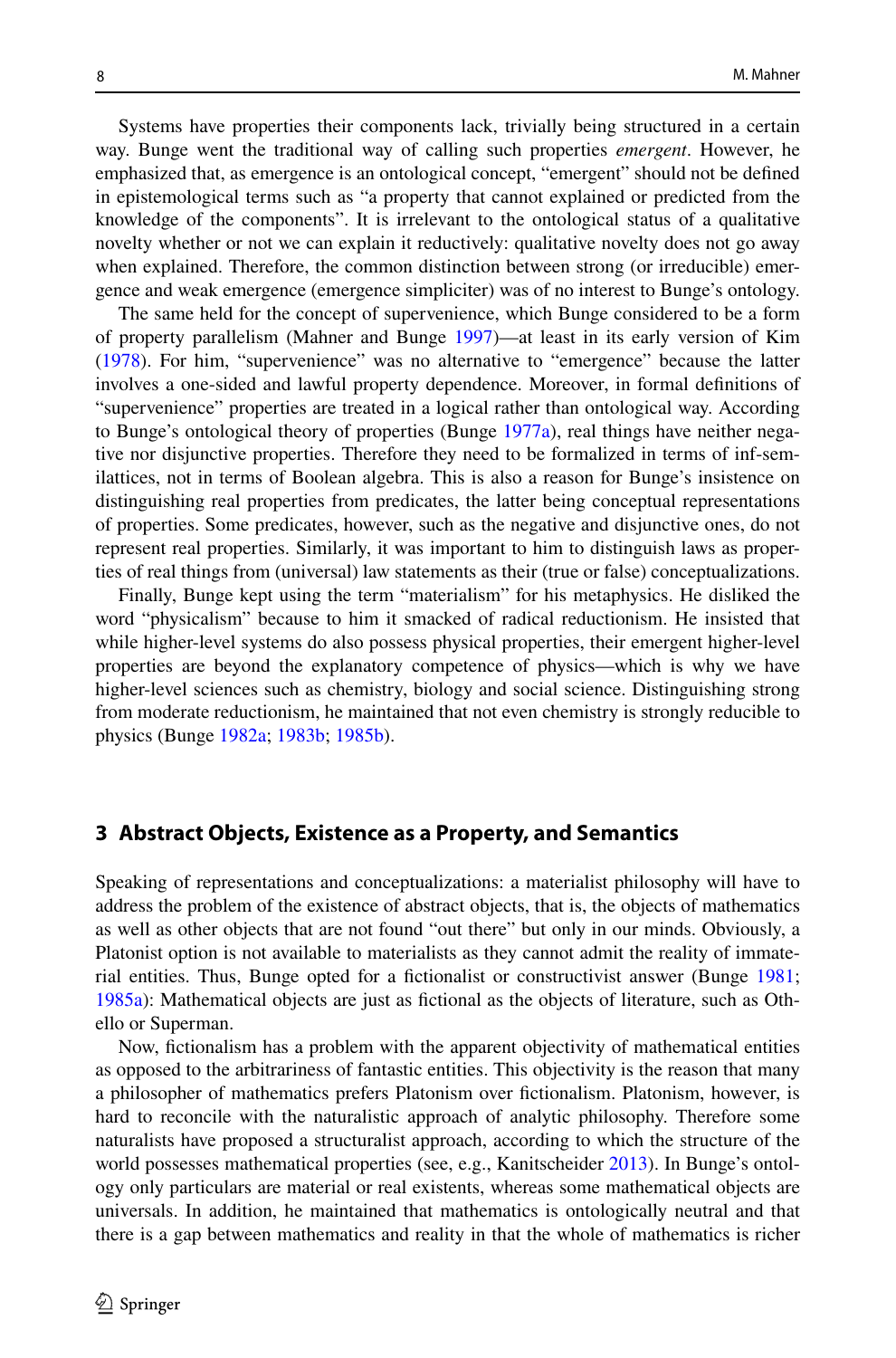Systems have properties their components lack, trivially being structured in a certain way. Bunge went the traditional way of calling such properties *emergent*. However, he emphasized that, as emergence is an ontological concept, "emergent" should not be defined in epistemological terms such as "a property that cannot explained or predicted from the knowledge of the components". It is irrelevant to the ontological status of a qualitative novelty whether or not we can explain it reductively: qualitative novelty does not go away when explained. Therefore, the common distinction between strong (or irreducible) emergence and weak emergence (emergence simpliciter) was of no interest to Bunge's ontology.

The same held for the concept of supervenience, which Bunge considered to be a form of property parallelism (Mahner and Bunge 1997)—at least in its early version of Kim (1978). For him, "supervenience" was no alternative to "emergence" because the latter involves a one-sided and lawful property dependence. Moreover, in formal definitions of "supervenience" properties are treated in a logical rather than ontological way. According to Bunge's ontological theory of properties (Bunge 1977a), real things have neither negative nor disjunctive properties. Therefore they need to be formalized in terms of inf-semilattices, not in terms of Boolean algebra. This is also a reason for Bunge's insistence on distinguishing real properties from predicates, the latter being conceptual representations of properties. Some predicates, however, such as the negative and disjunctive ones, do not represent real properties. Similarly, it was important to him to distinguish laws as properties of real things from (universal) law statements as their (true or false) conceptualizations.

Finally, Bunge kept using the term "materialism" for his metaphysics. He disliked the word "physicalism" because to him it smacked of radical reductionism. He insisted that while higher-level systems do also possess physical properties, their emergent higher-level properties are beyond the explanatory competence of physics—which is why we have higher-level sciences such as chemistry, biology and social science. Distinguishing strong from moderate reductionism, he maintained that not even chemistry is strongly reducible to physics (Bunge 1982a; 1983b; 1985b).

## 3 Abstract Objects, Existence as a Property, and Semantics

Speaking of representations and conceptualizations: a materialist philosophy will have to address the problem of the existence of abstract objects, that is, the objects of mathematics as well as other objects that are not found "out there" but only in our minds. Obviously, a Platonist option is not available to materialists as they cannot admit the reality of immaterial entities. Thus, Bunge opted for a fictionalist or constructivist answer (Bunge 1981; 1985a): Mathematical objects are just as fictional as the objects of literature, such as Othello or Superman.

Now, fictionalism has a problem with the apparent objectivity of mathematical entities as opposed to the arbitrariness of fantastic entities. This objectivity is the reason that many a philosopher of mathematics prefers Platonism over fictionalism. Platonism, however, is hard to reconcile with the naturalistic approach of analytic philosophy. Therefore some naturalists have proposed a structuralist approach, according to which the structure of the world possesses mathematical properties (see, e.g., Kanitscheider 2013). In Bunge's ontology only particulars are material or real existents, whereas some mathematical objects are universals. In addition, he maintained that mathematics is ontologically neutral and that there is a gap between mathematics and reality in that the whole of mathematics is richer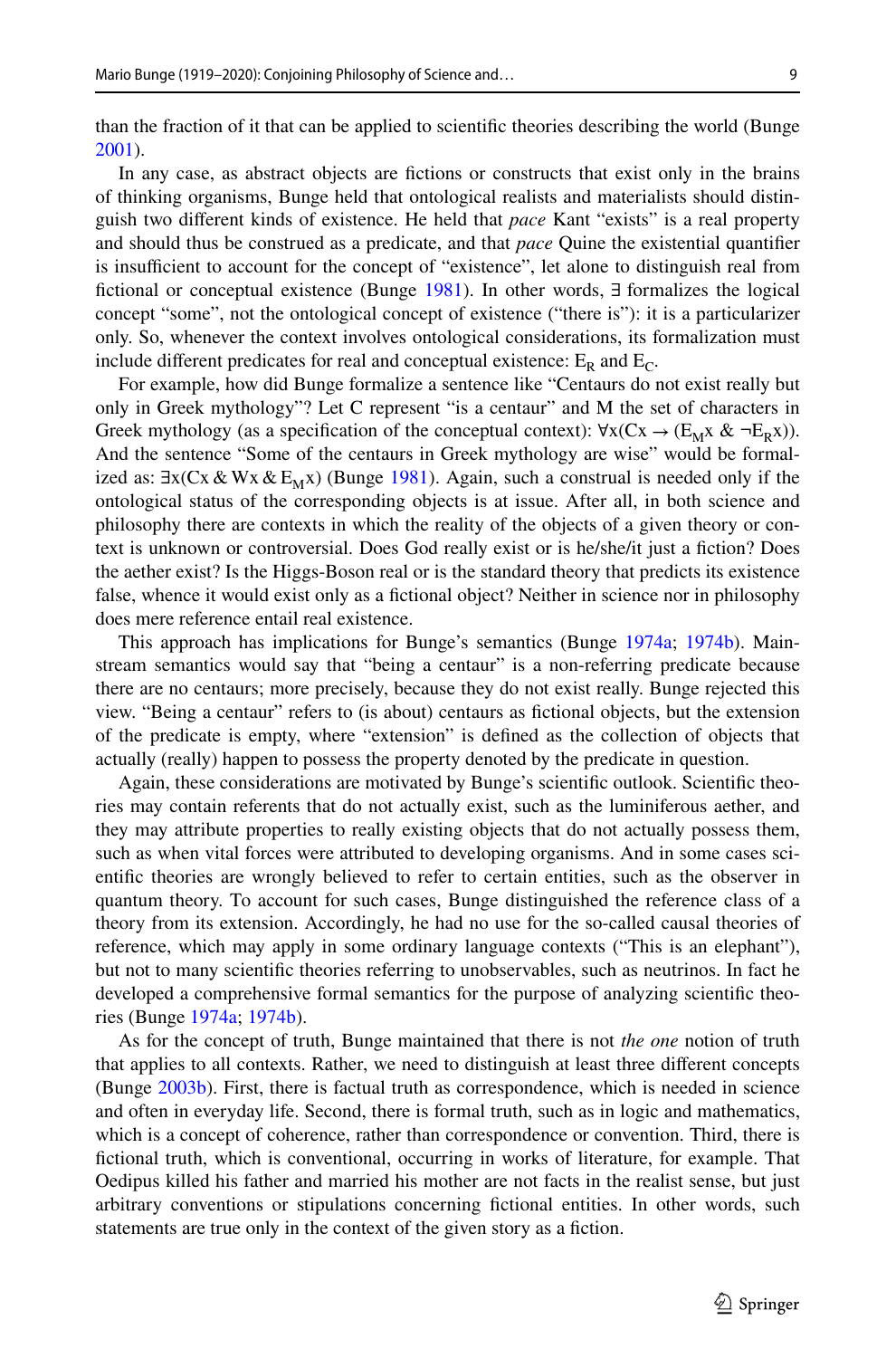than the fraction of it that can be applied to scientific theories describing the world (Bunge 2001).

In any case, as abstract objects are fictions or constructs that exist only in the brains of thinking organisms, Bunge held that ontological realists and materialists should distinguish two different kinds of existence. He held that *pace* Kant "exists" is a real property and should thus be construed as a predicate, and that *pace* Quine the existential quantifier is insufficient to account for the concept of "existence", let alone to distinguish real from fictional or conceptual existence (Bunge 1981). In other words, ∃ formalizes the logical concept "some", not the ontological concept of existence ("there is"): it is a particularizer only. So, whenever the context involves ontological considerations, its formalization must include different predicates for real and conceptual existence: $E_R$ and $E_C$.

For example, how did Bunge formalize a sentence like "Centaurs do not exist really but only in Greek mythology"? Let C represent "is a centaur" and M the set of characters in Greek mythology (as a specification of the conceptual context): $\forall x(Cx \rightarrow (E_M x \; \& \; \neg E_R x))$. And the sentence "Some of the centaurs in Greek mythology are wise" would be formalized as: $\exists x(Cx \; \& \; Wx \; \& \; E_M x)$ (Bunge 1981). Again, such a construal is needed only if the ontological status of the corresponding objects is at issue. After all, in both science and philosophy there are contexts in which the reality of the objects of a given theory or context is unknown or controversial. Does God really exist or is he/she/it just a fiction? Does the aether exist? Is the Higgs-Boson real or is the standard theory that predicts its existence false, whence it would exist only as a fictional object? Neither in science nor in philosophy does mere reference entail real existence.

This approach has implications for Bunge's semantics (Bunge 1974a; 1974b). Mainstream semantics would say that "being a centaur" is a non-referring predicate because there are no centaurs; more precisely, because they do not exist really. Bunge rejected this view. "Being a centaur" refers to (is about) centaurs as fictional objects, but the extension of the predicate is empty, where "extension" is defined as the collection of objects that actually (really) happen to possess the property denoted by the predicate in question.

Again, these considerations are motivated by Bunge's scientific outlook. Scientific theories may contain referents that do not actually exist, such as the luminiferous aether, and they may attribute properties to really existing objects that do not actually possess them, such as when vital forces were attributed to developing organisms. And in some cases scientific theories are wrongly believed to refer to certain entities, such as the observer in quantum theory. To account for such cases, Bunge distinguished the reference class of a theory from its extension. Accordingly, he had no use for the so-called causal theories of reference, which may apply in some ordinary language contexts ("This is an elephant"), but not to many scientific theories referring to unobservables, such as neutrinos. In fact he developed a comprehensive formal semantics for the purpose of analyzing scientific theories (Bunge 1974a; 1974b).

As for the concept of truth, Bunge maintained that there is not *the one* notion of truth that applies to all contexts. Rather, we need to distinguish at least three different concepts (Bunge 2003b). First, there is factual truth as correspondence, which is needed in science and often in everyday life. Second, there is formal truth, such as in logic and mathematics, which is a concept of coherence, rather than correspondence or convention. Third, there is fictional truth, which is conventional, occurring in works of literature, for example. That Oedipus killed his father and married his mother are not facts in the realist sense, but just arbitrary conventions or stipulations concerning fictional entities. In other words, such statements are true only in the context of the given story as a fiction.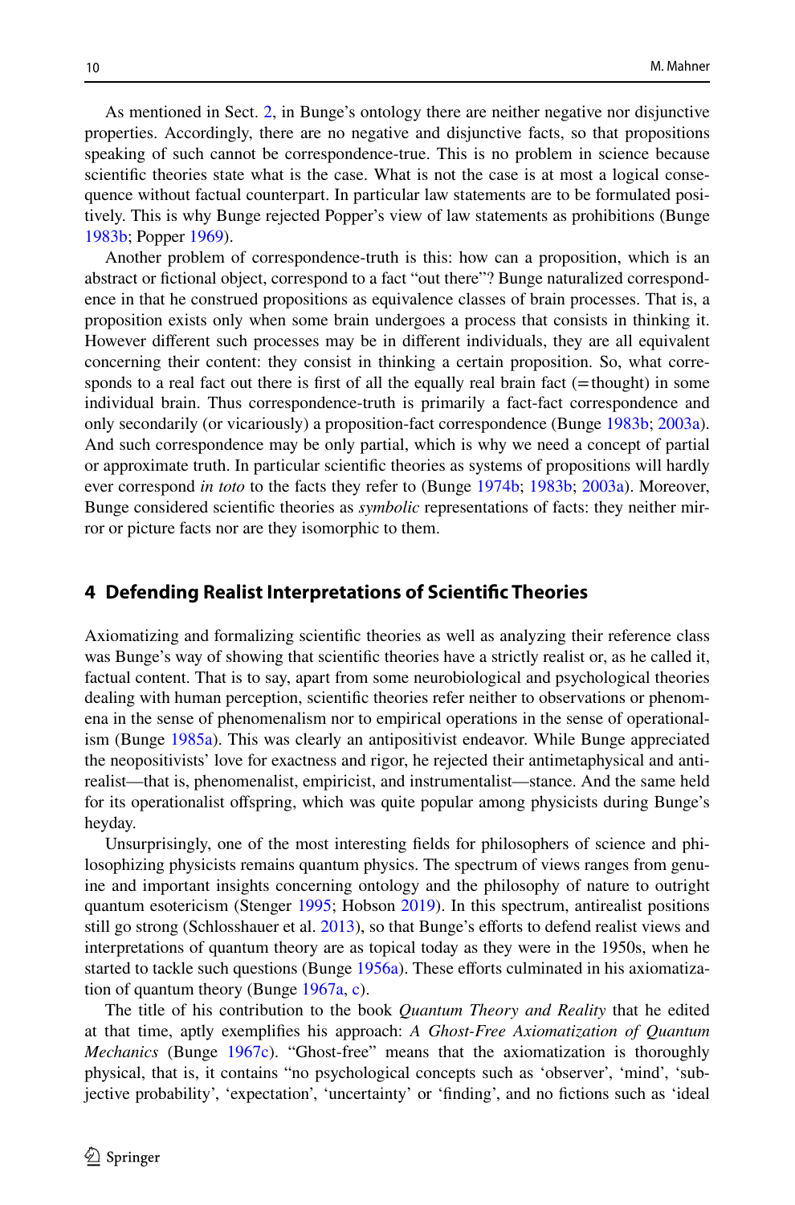As mentioned in Sect. 2, in Bunge's ontology there are neither negative nor disjunctive properties. Accordingly, there are no negative and disjunctive facts, so that propositions speaking of such cannot be correspondence-true. This is no problem in science because scientific theories state what is the case. What is not the case is at most a logical consequence without factual counterpart. In particular law statements are to be formulated positively. This is why Bunge rejected Popper's view of law statements as prohibitions (Bunge 1983b; Popper 1969).

Another problem of correspondence-truth is this: how can a proposition, which is an abstract or fictional object, correspond to a fact "out there"? Bunge naturalized correspondence in that he construed propositions as equivalence classes of brain processes. That is, a proposition exists only when some brain undergoes a process that consists in thinking it. However different such processes may be in different individuals, they are all equivalent concerning their content: they consist in thinking a certain proposition. So, what corresponds to a real fact out there is first of all the equally real brain fact (= thought) in some individual brain. Thus correspondence-truth is primarily a fact-fact correspondence and only secondarily (or vicariously) a proposition-fact correspondence (Bunge 1983b; 2003a). And such correspondence may be only partial, which is why we need a concept of partial or approximate truth. In particular scientific theories as systems of propositions will hardly ever correspond *in toto* to the facts they refer to (Bunge 1974b; 1983b; 2003a). Moreover, Bunge considered scientific theories as *symbolic* representations of facts: they neither mirror or picture facts nor are they isomorphic to them.

## 4 Defending Realist Interpretations of Scientific Theories

Axiomatizing and formalizing scientific theories as well as analyzing their reference class was Bunge's way of showing that scientific theories have a strictly realist or, as he called it, factual content. That is to say, apart from some neurobiological and psychological theories dealing with human perception, scientific theories refer neither to observations or phenomena in the sense of phenomenalism nor to empirical operations in the sense of operationalism (Bunge 1985a). This was clearly an antipositivist endeavor. While Bunge appreciated the neopositivists' love for exactness and rigor, he rejected their antimetaphysical and antirealist—that is, phenomenalist, empiricist, and instrumentalist—stance. And the same held for its operationalist offspring, which was quite popular among physicists during Bunge's heyday.

Unsurprisingly, one of the most interesting fields for philosophers of science and philosophizing physicists remains quantum physics. The spectrum of views ranges from genuine and important insights concerning ontology and the philosophy of nature to outright quantum esotericism (Stenger 1995; Hobson 2019). In this spectrum, antirealist positions still go strong (Schlosshauer et al. 2013), so that Bunge's efforts to defend realist views and interpretations of quantum theory are as topical today as they were in the 1950s, when he started to tackle such questions (Bunge 1956a). These efforts culminated in his axiomatization of quantum theory (Bunge 1967a, c).

The title of his contribution to the book *Quantum Theory and Reality* that he edited at that time, aptly exemplifies his approach: *A Ghost-Free Axiomatization of Quantum Mechanics* (Bunge 1967c). "Ghost-free" means that the axiomatization is thoroughly physical, that is, it contains "no psychological concepts such as 'observer', 'mind', 'subjective probability', 'expectation', 'uncertainty' or 'finding', and no fictions such as 'ideal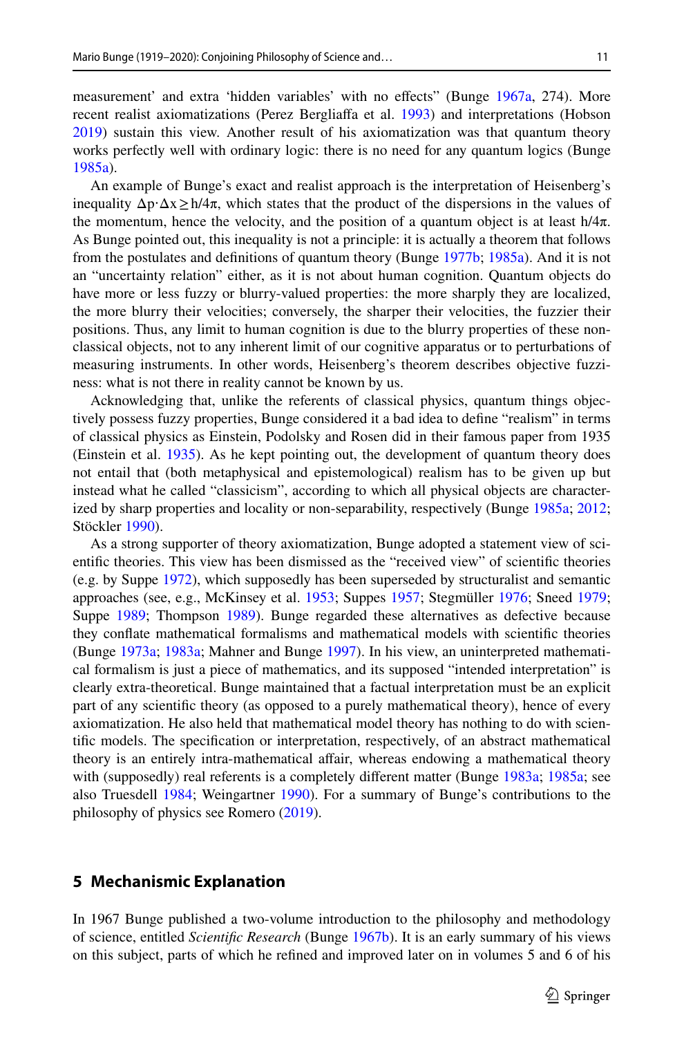measurement' and extra 'hidden variables' with no effects" (Bunge 1967a, 274). More recent realist axiomatizations (Perez Bergliaffa et al. 1993) and interpretations (Hobson 2019) sustain this view. Another result of his axiomatization was that quantum theory works perfectly well with ordinary logic: there is no need for any quantum logics (Bunge 1985a).

An example of Bunge's exact and realist approach is the interpretation of Heisenberg's inequality $\Delta p \cdot \Delta x \geq h/4\pi$, which states that the product of the dispersions in the values of the momentum, hence the velocity, and the position of a quantum object is at least $h/4\pi$. As Bunge pointed out, this inequality is not a principle: it is actually a theorem that follows from the postulates and definitions of quantum theory (Bunge 1977b; 1985a). And it is not an "uncertainty relation" either, as it is not about human cognition. Quantum objects do have more or less fuzzy or blurry-valued properties: the more sharply they are localized, the more blurry their velocities; conversely, the sharper their velocities, the fuzzier their positions. Thus, any limit to human cognition is due to the blurry properties of these non-classical objects, not to any inherent limit of our cognitive apparatus or to perturbations of measuring instruments. In other words, Heisenberg's theorem describes objective fuzziness: what is not there in reality cannot be known by us.

Acknowledging that, unlike the referents of classical physics, quantum things objectively possess fuzzy properties, Bunge considered it a bad idea to define "realism" in terms of classical physics as Einstein, Podolsky and Rosen did in their famous paper from 1935 (Einstein et al. 1935). As he kept pointing out, the development of quantum theory does not entail that (both metaphysical and epistemological) realism has to be given up but instead what he called "classicism", according to which all physical objects are characterized by sharp properties and locality or non-separability, respectively (Bunge 1985a; 2012; Stöckler 1990).

As a strong supporter of theory axiomatization, Bunge adopted a statement view of scientific theories. This view has been dismissed as the "received view" of scientific theories (e.g. by Suppe 1972), which supposedly has been superseded by structuralist and semantic approaches (see, e.g., McKinsey et al. 1953; Suppes 1957; Stegmüller 1976; Sneed 1979; Suppe 1989; Thompson 1989). Bunge regarded these alternatives as defective because they conflate mathematical formalisms and mathematical models with scientific theories (Bunge 1973a; 1983a; Mahner and Bunge 1997). In his view, an uninterpreted mathematical formalism is just a piece of mathematics, and its supposed "intended interpretation" is clearly extra-theoretical. Bunge maintained that a factual interpretation must be an explicit part of any scientific theory (as opposed to a purely mathematical theory), hence of every axiomatization. He also held that mathematical model theory has nothing to do with scientific models. The specification or interpretation, respectively, of an abstract mathematical theory is an entirely intra-mathematical affair, whereas endowing a mathematical theory with (supposedly) real referents is a completely different matter (Bunge 1983a; 1985a; see also Truesdell 1984; Weingartner 1990). For a summary of Bunge's contributions to the philosophy of physics see Romero (2019).

## 5 Mechanismic Explanation

In 1967 Bunge published a two-volume introduction to the philosophy and methodology of science, entitled *Scientific Research* (Bunge 1967b). It is an early summary of his views on this subject, parts of which he refined and improved later on in volumes 5 and 6 of his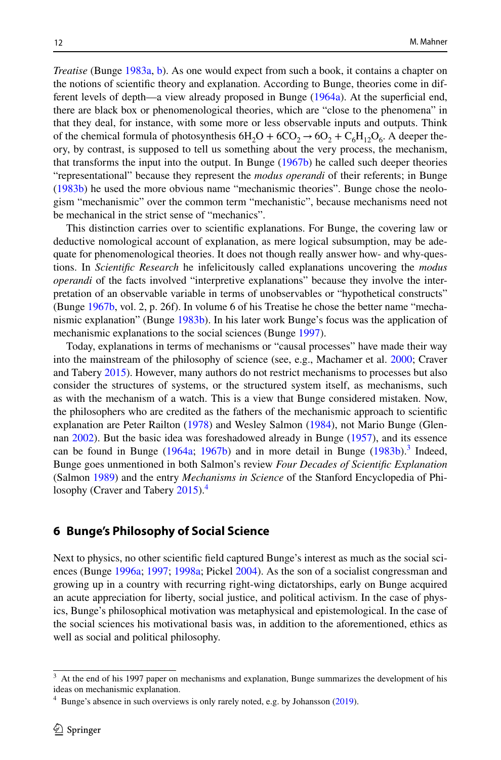*Treatise* (Bunge 1983a, b). As one would expect from such a book, it contains a chapter on the notions of scientific theory and explanation. According to Bunge, theories come in different levels of depth—a view already proposed in Bunge (1964a). At the superficial end, there are black box or phenomenological theories, which are "close to the phenomena" in that they deal, for instance, with some more or less observable inputs and outputs. Think of the chemical formula of photosynthesis $6H_2O + 6CO_2 \rightarrow 6O_2 + C_6H_{12}O_6$. A deeper theory, by contrast, is supposed to tell us something about the very process, the mechanism, that transforms the input into the output. In Bunge (1967b) he called such deeper theories "representational" because they represent the *modus operandi* of their referents; in Bunge (1983b) he used the more obvious name "mechanismic theories". Bunge chose the neologism "mechanismic" over the common term "mechanistic", because mechanisms need not be mechanical in the strict sense of "mechanics".

This distinction carries over to scientific explanations. For Bunge, the covering law or deductive nomological account of explanation, as mere logical subsumption, may be adequate for phenomenological theories. It does not though really answer how- and why-questions. In *Scientific Research* he infelicitously called explanations uncovering the *modus operandi* of the facts involved "interpretive explanations" because they involve the interpretation of an observable variable in terms of unobservables or "hypothetical constructs" (Bunge 1967b, vol. 2, p. 26f). In volume 6 of his Treatise he chose the better name "mechanismic explanation" (Bunge 1983b). In his later work Bunge's focus was the application of mechanismic explanations to the social sciences (Bunge 1997).

Today, explanations in terms of mechanisms or "causal processes" have made their way into the mainstream of the philosophy of science (see, e.g., Machamer et al. 2000; Craver and Tabery 2015). However, many authors do not restrict mechanisms to processes but also consider the structures of systems, or the structured system itself, as mechanisms, such as with the mechanism of a watch. This is a view that Bunge considered mistaken. Now, the philosophers who are credited as the fathers of the mechanismic approach to scientific explanation are Peter Railton (1978) and Wesley Salmon (1984), not Mario Bunge (Glennan 2002). But the basic idea was foreshadowed already in Bunge (1957), and its essence can be found in Bunge (1964a; 1967b) and in more detail in Bunge (1983b).[3] Indeed, Bunge goes unmentioned in both Salmon's review *Four Decades of Scientific Explanation* (Salmon 1989) and the entry *Mechanisms in Science* of the Stanford Encyclopedia of Philosophy (Craver and Tabery 2015).[4]

## 6 Bunge's Philosophy of Social Science

Next to physics, no other scientific field captured Bunge's interest as much as the social sciences (Bunge 1996a; 1997; 1998a; Pickel 2004). As the son of a socialist congressman and growing up in a country with recurring right-wing dictatorships, early on Bunge acquired an acute appreciation for liberty, social justice, and political activism. In the case of physics, Bunge's philosophical motivation was metaphysical and epistemological. In the case of the social sciences his motivational basis was, in addition to the aforementioned, ethics as well as social and political philosophy.

---

[3] At the end of his 1997 paper on mechanisms and explanation, Bunge summarizes the development of his ideas on mechanismic explanation.

[4] Bunge's absence in such overviews is only rarely noted, e.g. by Johansson (2019).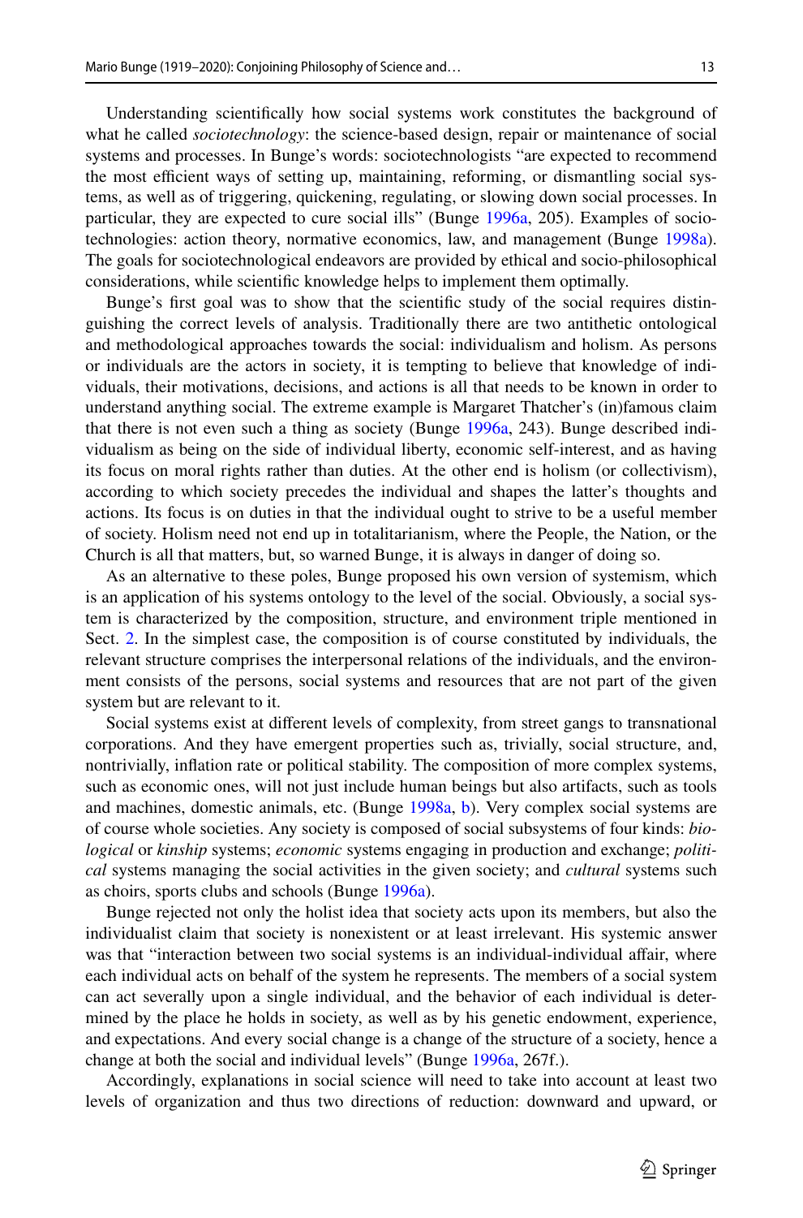Understanding scientifically how social systems work constitutes the background of what he called *sociotechnology*: the science-based design, repair or maintenance of social systems and processes. In Bunge's words: sociotechnologists "are expected to recommend the most efficient ways of setting up, maintaining, reforming, or dismantling social systems, as well as of triggering, quickening, regulating, or slowing down social processes. In particular, they are expected to cure social ills" (Bunge 1996a, 205). Examples of sociotechnologies: action theory, normative economics, law, and management (Bunge 1998a). The goals for sociotechnological endeavors are provided by ethical and socio-philosophical considerations, while scientific knowledge helps to implement them optimally.

Bunge's first goal was to show that the scientific study of the social requires distinguishing the correct levels of analysis. Traditionally there are two antithetic ontological and methodological approaches towards the social: individualism and holism. As persons or individuals are the actors in society, it is tempting to believe that knowledge of individuals, their motivations, decisions, and actions is all that needs to be known in order to understand anything social. The extreme example is Margaret Thatcher's (in)famous claim that there is not even such a thing as society (Bunge 1996a, 243). Bunge described individualism as being on the side of individual liberty, economic self-interest, and as having its focus on moral rights rather than duties. At the other end is holism (or collectivism), according to which society precedes the individual and shapes the latter's thoughts and actions. Its focus is on duties in that the individual ought to strive to be a useful member of society. Holism need not end up in totalitarianism, where the People, the Nation, or the Church is all that matters, but, so warned Bunge, it is always in danger of doing so.

As an alternative to these poles, Bunge proposed his own version of systemism, which is an application of his systems ontology to the level of the social. Obviously, a social system is characterized by the composition, structure, and environment triple mentioned in Sect. 2. In the simplest case, the composition is of course constituted by individuals, the relevant structure comprises the interpersonal relations of the individuals, and the environment consists of the persons, social systems and resources that are not part of the given system but are relevant to it.

Social systems exist at different levels of complexity, from street gangs to transnational corporations. And they have emergent properties such as, trivially, social structure, and, nontrivially, inflation rate or political stability. The composition of more complex systems, such as economic ones, will not just include human beings but also artifacts, such as tools and machines, domestic animals, etc. (Bunge 1998a, b). Very complex social systems are of course whole societies. Any society is composed of social subsystems of four kinds: *biological* or *kinship* systems; *economic* systems engaging in production and exchange; *political* systems managing the social activities in the given society; and *cultural* systems such as choirs, sports clubs and schools (Bunge 1996a).

Bunge rejected not only the holist idea that society acts upon its members, but also the individualist claim that society is nonexistent or at least irrelevant. His systemic answer was that "interaction between two social systems is an individual-individual affair, where each individual acts on behalf of the system he represents. The members of a social system can act severally upon a single individual, and the behavior of each individual is determined by the place he holds in society, as well as by his genetic endowment, experience, and expectations. And every social change is a change of the structure of a society, hence a change at both the social and individual levels" (Bunge 1996a, 267f.).

Accordingly, explanations in social science will need to take into account at least two levels of organization and thus two directions of reduction: downward and upward, or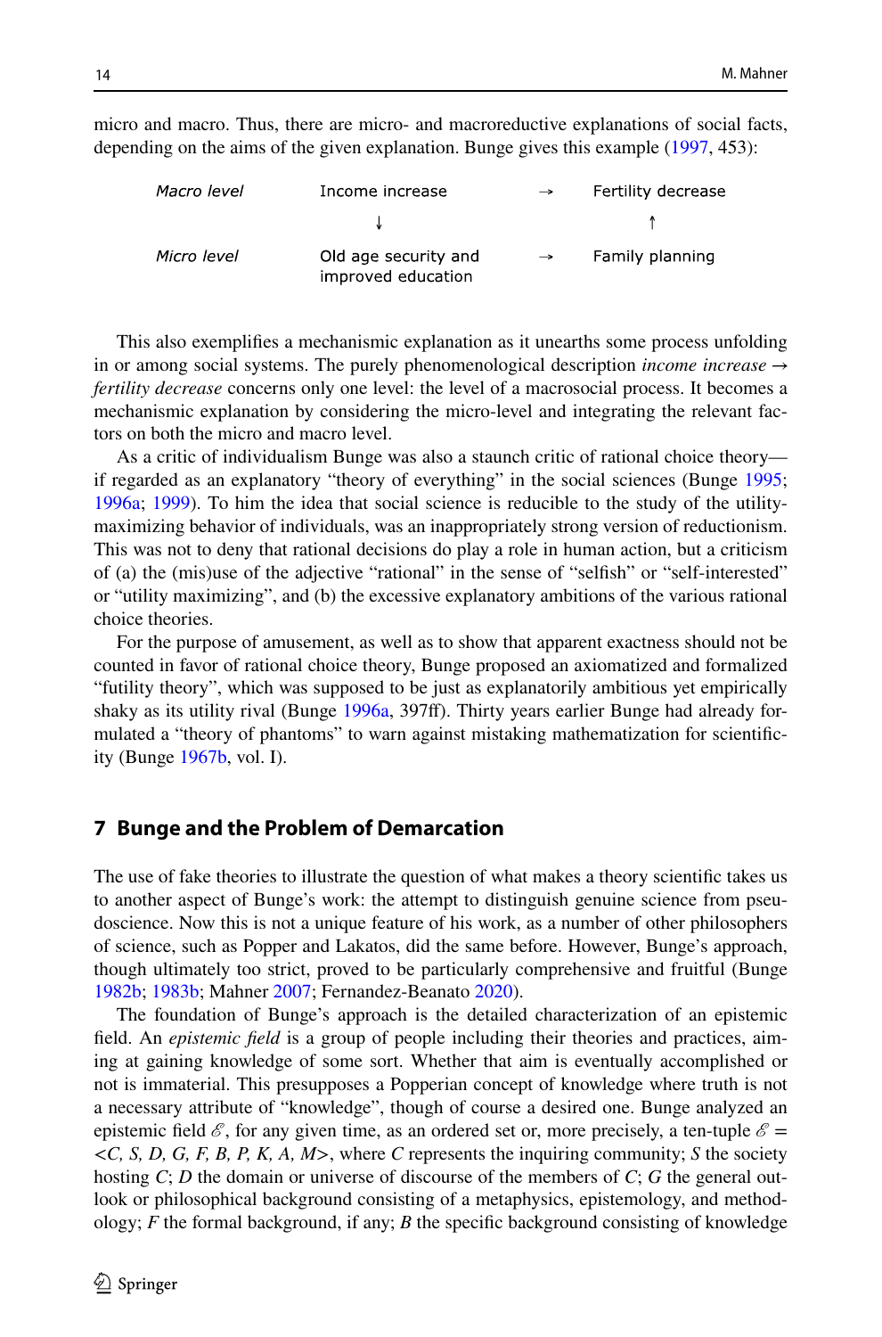micro and macro. Thus, there are micro- and macroreductive explanations of social facts, depending on the aims of the given explanation. Bunge gives this example (1997, 453):

| | | | |
|---|---|---|---|
| *Macro level* | Income increase | → | Fertility decrease |
| | ↓ | | ↑ |
| *Micro level* | Old age security and improved education | → | Family planning |

This also exemplifies a mechanismic explanation as it unearths some process unfolding in or among social systems. The purely phenomenological description *income increase* → *fertility decrease* concerns only one level: the level of a macrosocial process. It becomes a mechanismic explanation by considering the micro-level and integrating the relevant factors on both the micro and macro level.

As a critic of individualism Bunge was also a staunch critic of rational choice theory—if regarded as an explanatory "theory of everything" in the social sciences (Bunge 1995; 1996a; 1999). To him the idea that social science is reducible to the study of the utility-maximizing behavior of individuals, was an inappropriately strong version of reductionism. This was not to deny that rational decisions do play a role in human action, but a criticism of (a) the (mis)use of the adjective "rational" in the sense of "selfish" or "self-interested" or "utility maximizing", and (b) the excessive explanatory ambitions of the various rational choice theories.

For the purpose of amusement, as well as to show that apparent exactness should not be counted in favor of rational choice theory, Bunge proposed an axiomatized and formalized "futility theory", which was supposed to be just as explanatorily ambitious yet empirically shaky as its utility rival (Bunge 1996a, 397ff). Thirty years earlier Bunge had already formulated a "theory of phantoms" to warn against mistaking mathematization for scientificity (Bunge 1967b, vol. I).

## 7 Bunge and the Problem of Demarcation

The use of fake theories to illustrate the question of what makes a theory scientific takes us to another aspect of Bunge's work: the attempt to distinguish genuine science from pseudoscience. Now this is not a unique feature of his work, as a number of other philosophers of science, such as Popper and Lakatos, did the same before. However, Bunge's approach, though ultimately too strict, proved to be particularly comprehensive and fruitful (Bunge 1982b; 1983b; Mahner 2007; Fernandez-Beanato 2020).

The foundation of Bunge's approach is the detailed characterization of an epistemic field. An *epistemic field* is a group of people including their theories and practices, aiming at gaining knowledge of some sort. Whether that aim is eventually accomplished or not is immaterial. This presupposes a Popperian concept of knowledge where truth is not a necessary attribute of "knowledge", though of course a desired one. Bunge analyzed an epistemic field $\mathscr{E}$, for any given time, as an ordered set or, more precisely, a ten-tuple $\mathscr{E} = \langle C, S, D, G, F, B, P, K, A, M \rangle$, where $C$ represents the inquiring community; $S$ the society hosting $C$; $D$ the domain or universe of discourse of the members of $C$; $G$ the general outlook or philosophical background consisting of a metaphysics, epistemology, and methodology; $F$ the formal background, if any; $B$ the specific background consisting of knowledge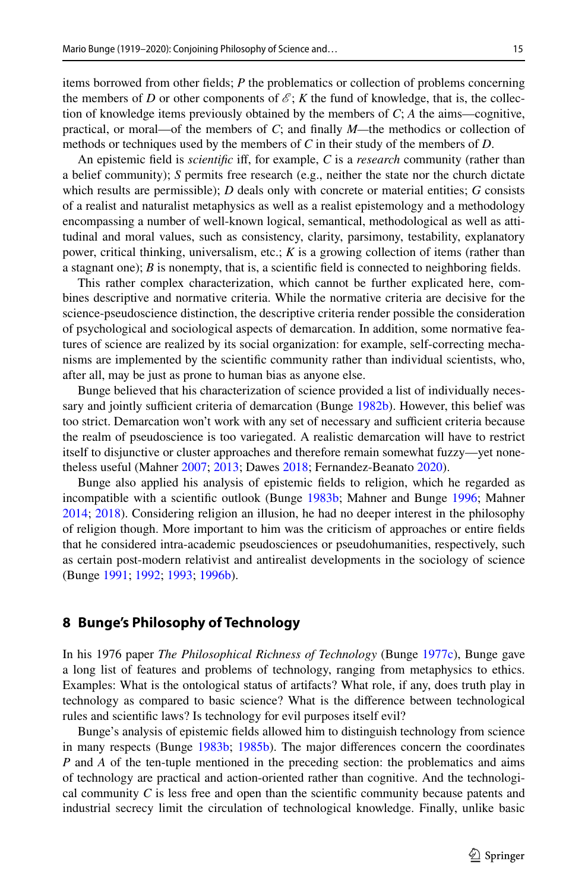items borrowed from other fields; *P* the problematics or collection of problems concerning the members of *D* or other components of $\mathscr{E}$; *K* the fund of knowledge, that is, the collection of knowledge items previously obtained by the members of *C*; *A* the aims—cognitive, practical, or moral—of the members of *C*; and finally *M*—the methodics or collection of methods or techniques used by the members of *C* in their study of the members of *D*.

An epistemic field is *scientific* iff, for example, *C* is a *research* community (rather than a belief community); *S* permits free research (e.g., neither the state nor the church dictate which results are permissible); *D* deals only with concrete or material entities; *G* consists of a realist and naturalist metaphysics as well as a realist epistemology and a methodology encompassing a number of well-known logical, semantical, methodological as well as attitudinal and moral values, such as consistency, clarity, parsimony, testability, explanatory power, critical thinking, universalism, etc.; *K* is a growing collection of items (rather than a stagnant one); *B* is nonempty, that is, a scientific field is connected to neighboring fields.

This rather complex characterization, which cannot be further explicated here, combines descriptive and normative criteria. While the normative criteria are decisive for the science-pseudoscience distinction, the descriptive criteria render possible the consideration of psychological and sociological aspects of demarcation. In addition, some normative features of science are realized by its social organization: for example, self-correcting mechanisms are implemented by the scientific community rather than individual scientists, who, after all, may be just as prone to human bias as anyone else.

Bunge believed that his characterization of science provided a list of individually necessary and jointly sufficient criteria of demarcation (Bunge 1982b). However, this belief was too strict. Demarcation won't work with any set of necessary and sufficient criteria because the realm of pseudoscience is too variegated. A realistic demarcation will have to restrict itself to disjunctive or cluster approaches and therefore remain somewhat fuzzy—yet nonetheless useful (Mahner 2007; 2013; Dawes 2018; Fernandez-Beanato 2020).

Bunge also applied his analysis of epistemic fields to religion, which he regarded as incompatible with a scientific outlook (Bunge 1983b; Mahner and Bunge 1996; Mahner 2014; 2018). Considering religion an illusion, he had no deeper interest in the philosophy of religion though. More important to him was the criticism of approaches or entire fields that he considered intra-academic pseudosciences or pseudohumanities, respectively, such as certain post-modern relativist and antirealist developments in the sociology of science (Bunge 1991; 1992; 1993; 1996b).

## 8 Bunge's Philosophy of Technology

In his 1976 paper *The Philosophical Richness of Technology* (Bunge 1977c), Bunge gave a long list of features and problems of technology, ranging from metaphysics to ethics. Examples: What is the ontological status of artifacts? What role, if any, does truth play in technology as compared to basic science? What is the difference between technological rules and scientific laws? Is technology for evil purposes itself evil?

Bunge's analysis of epistemic fields allowed him to distinguish technology from science in many respects (Bunge 1983b; 1985b). The major differences concern the coordinates *P* and *A* of the ten-tuple mentioned in the preceding section: the problematics and aims of technology are practical and action-oriented rather than cognitive. And the technological community *C* is less free and open than the scientific community because patents and industrial secrecy limit the circulation of technological knowledge. Finally, unlike basic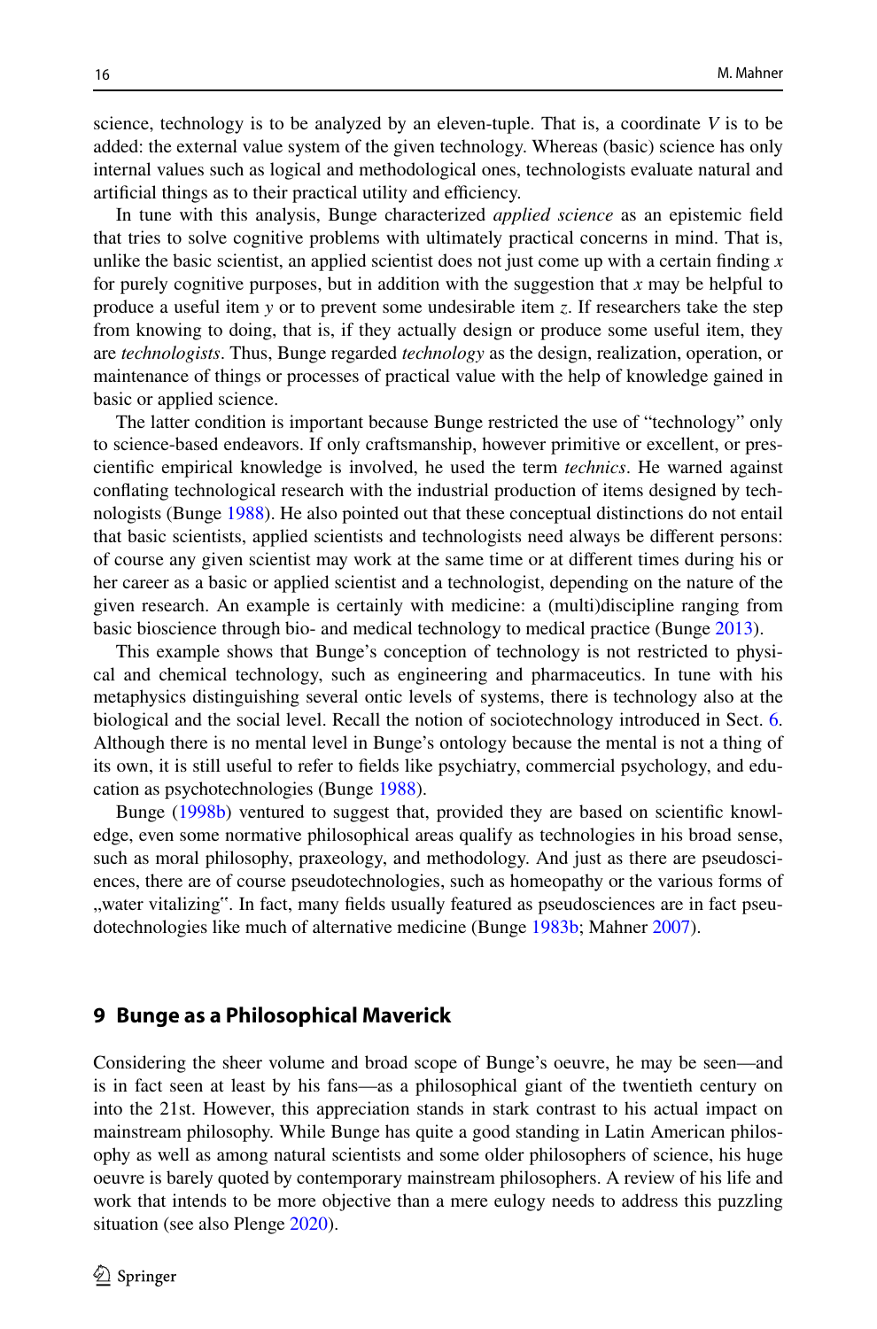science, technology is to be analyzed by an eleven-tuple. That is, a coordinate $V$ is to be added: the external value system of the given technology. Whereas (basic) science has only internal values such as logical and methodological ones, technologists evaluate natural and artificial things as to their practical utility and efficiency.

In tune with this analysis, Bunge characterized *applied science* as an epistemic field that tries to solve cognitive problems with ultimately practical concerns in mind. That is, unlike the basic scientist, an applied scientist does not just come up with a certain finding $x$ for purely cognitive purposes, but in addition with the suggestion that $x$ may be helpful to produce a useful item $y$ or to prevent some undesirable item $z$. If researchers take the step from knowing to doing, that is, if they actually design or produce some useful item, they are *technologists*. Thus, Bunge regarded *technology* as the design, realization, operation, or maintenance of things or processes of practical value with the help of knowledge gained in basic or applied science.

The latter condition is important because Bunge restricted the use of "technology" only to science-based endeavors. If only craftsmanship, however primitive or excellent, or prescientific empirical knowledge is involved, he used the term *technics*. He warned against conflating technological research with the industrial production of items designed by technologists (Bunge 1988). He also pointed out that these conceptual distinctions do not entail that basic scientists, applied scientists and technologists need always be different persons: of course any given scientist may work at the same time or at different times during his or her career as a basic or applied scientist and a technologist, depending on the nature of the given research. An example is certainly with medicine: a (multi)discipline ranging from basic bioscience through bio- and medical technology to medical practice (Bunge 2013).

This example shows that Bunge's conception of technology is not restricted to physical and chemical technology, such as engineering and pharmaceutics. In tune with his metaphysics distinguishing several ontic levels of systems, there is technology also at the biological and the social level. Recall the notion of sociotechnology introduced in Sect. 6. Although there is no mental level in Bunge's ontology because the mental is not a thing of its own, it is still useful to refer to fields like psychiatry, commercial psychology, and education as psychotechnologies (Bunge 1988).

Bunge (1998b) ventured to suggest that, provided they are based on scientific knowledge, even some normative philosophical areas qualify as technologies in his broad sense, such as moral philosophy, praxeology, and methodology. And just as there are pseudosciences, there are of course pseudotechnologies, such as homeopathy or the various forms of „water vitalizing". In fact, many fields usually featured as pseudosciences are in fact pseudotechnologies like much of alternative medicine (Bunge 1983b; Mahner 2007).

## 9 Bunge as a Philosophical Maverick

Considering the sheer volume and broad scope of Bunge's oeuvre, he may be seen—and is in fact seen at least by his fans—as a philosophical giant of the twentieth century on into the 21st. However, this appreciation stands in stark contrast to his actual impact on mainstream philosophy. While Bunge has quite a good standing in Latin American philosophy as well as among natural scientists and some older philosophers of science, his huge oeuvre is barely quoted by contemporary mainstream philosophers. A review of his life and work that intends to be more objective than a mere eulogy needs to address this puzzling situation (see also Plenge 2020).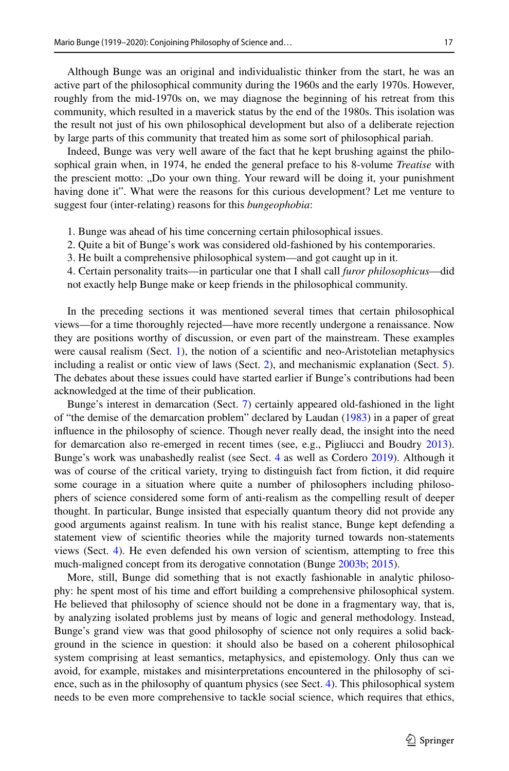Although Bunge was an original and individualistic thinker from the start, he was an active part of the philosophical community during the 1960s and the early 1970s. However, roughly from the mid-1970s on, we may diagnose the beginning of his retreat from this community, which resulted in a maverick status by the end of the 1980s. This isolation was the result not just of his own philosophical development but also of a deliberate rejection by large parts of this community that treated him as some sort of philosophical pariah.

Indeed, Bunge was very well aware of the fact that he kept brushing against the philosophical grain when, in 1974, he ended the general preface to his 8-volume *Treatise* with the prescient motto: „Do your own thing. Your reward will be doing it, your punishment having done it". What were the reasons for this curious development? Let me venture to suggest four (inter-relating) reasons for this *bungeophobia*:

1. Bunge was ahead of his time concerning certain philosophical issues.
2. Quite a bit of Bunge's work was considered old-fashioned by his contemporaries.
3. He built a comprehensive philosophical system—and got caught up in it.
4. Certain personality traits—in particular one that I shall call *furor philosophicus*—did not exactly help Bunge make or keep friends in the philosophical community.

In the preceding sections it was mentioned several times that certain philosophical views—for a time thoroughly rejected—have more recently undergone a renaissance. Now they are positions worthy of discussion, or even part of the mainstream. These examples were causal realism (Sect. 1), the notion of a scientific and neo-Aristotelian metaphysics including a realist or ontic view of laws (Sect. 2), and mechanismic explanation (Sect. 5). The debates about these issues could have started earlier if Bunge's contributions had been acknowledged at the time of their publication.

Bunge's interest in demarcation (Sect. 7) certainly appeared old-fashioned in the light of "the demise of the demarcation problem" declared by Laudan (1983) in a paper of great influence in the philosophy of science. Though never really dead, the insight into the need for demarcation also re-emerged in recent times (see, e.g., Pigliucci and Boudry 2013). Bunge's work was unabashedly realist (see Sect. 4 as well as Cordero 2019). Although it was of course of the critical variety, trying to distinguish fact from fiction, it did require some courage in a situation where quite a number of philosophers including philosophers of science considered some form of anti-realism as the compelling result of deeper thought. In particular, Bunge insisted that especially quantum theory did not provide any good arguments against realism. In tune with his realist stance, Bunge kept defending a statement view of scientific theories while the majority turned towards non-statements views (Sect. 4). He even defended his own version of scientism, attempting to free this much-maligned concept from its derogative connotation (Bunge 2003b; 2015).

More, still, Bunge did something that is not exactly fashionable in analytic philosophy: he spent most of his time and effort building a comprehensive philosophical system. He believed that philosophy of science should not be done in a fragmentary way, that is, by analyzing isolated problems just by means of logic and general methodology. Instead, Bunge's grand view was that good philosophy of science not only requires a solid background in the science in question: it should also be based on a coherent philosophical system comprising at least semantics, metaphysics, and epistemology. Only thus can we avoid, for example, mistakes and misinterpretations encountered in the philosophy of science, such as in the philosophy of quantum physics (see Sect. 4). This philosophical system needs to be even more comprehensive to tackle social science, which requires that ethics,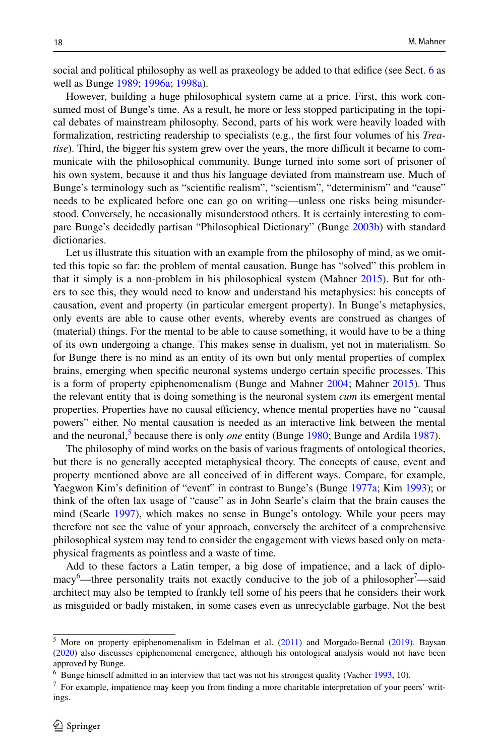social and political philosophy as well as praxeology be added to that edifice (see Sect. 6 as well as Bunge 1989; 1996a; 1998a).

However, building a huge philosophical system came at a price. First, this work consumed most of Bunge's time. As a result, he more or less stopped participating in the topical debates of mainstream philosophy. Second, parts of his work were heavily loaded with formalization, restricting readership to specialists (e.g., the first four volumes of his *Treatise*). Third, the bigger his system grew over the years, the more difficult it became to communicate with the philosophical community. Bunge turned into some sort of prisoner of his own system, because it and thus his language deviated from mainstream use. Much of Bunge's terminology such as "scientific realism", "scientism", "determinism" and "cause" needs to be explicated before one can go on writing—unless one risks being misunderstood. Conversely, he occasionally misunderstood others. It is certainly interesting to compare Bunge's decidedly partisan "Philosophical Dictionary" (Bunge 2003b) with standard dictionaries.

Let us illustrate this situation with an example from the philosophy of mind, as we omitted this topic so far: the problem of mental causation. Bunge has "solved" this problem in that it simply is a non-problem in his philosophical system (Mahner 2015). But for others to see this, they would need to know and understand his metaphysics: his concepts of causation, event and property (in particular emergent property). In Bunge's metaphysics, only events are able to cause other events, whereby events are construed as changes of (material) things. For the mental to be able to cause something, it would have to be a thing of its own undergoing a change. This makes sense in dualism, yet not in materialism. So for Bunge there is no mind as an entity of its own but only mental properties of complex brains, emerging when specific neuronal systems undergo certain specific processes. This is a form of property epiphenomenalism (Bunge and Mahner 2004; Mahner 2015). Thus the relevant entity that is doing something is the neuronal system *cum* its emergent mental properties. Properties have no causal efficiency, whence mental properties have no "causal powers" either. No mental causation is needed as an interactive link between the mental and the neuronal,[5] because there is only *one* entity (Bunge 1980; Bunge and Ardila 1987).

The philosophy of mind works on the basis of various fragments of ontological theories, but there is no generally accepted metaphysical theory. The concepts of cause, event and property mentioned above are all conceived of in different ways. Compare, for example, Yaegwon Kim's definition of "event" in contrast to Bunge's (Bunge 1977a; Kim 1993); or think of the often lax usage of "cause" as in John Searle's claim that the brain causes the mind (Searle 1997), which makes no sense in Bunge's ontology. While your peers may therefore not see the value of your approach, conversely the architect of a comprehensive philosophical system may tend to consider the engagement with views based only on metaphysical fragments as pointless and a waste of time.

Add to these factors a Latin temper, a big dose of impatience, and a lack of diplomacy[6]—three personality traits not exactly conducive to the job of a philosopher[7]—said architect may also be tempted to frankly tell some of his peers that he considers their work as misguided or badly mistaken, in some cases even as unrecyclable garbage. Not the best

---

[5] More on property epiphenomenalism in Edelman et al. (2011) and Morgado-Bernal (2019). Baysan (2020) also discusses epiphenomenal emergence, although his ontological analysis would not have been approved by Bunge.

[6] Bunge himself admitted in an interview that tact was not his strongest quality (Vacher 1993, 10).

[7] For example, impatience may keep you from finding a more charitable interpretation of your peers' writings.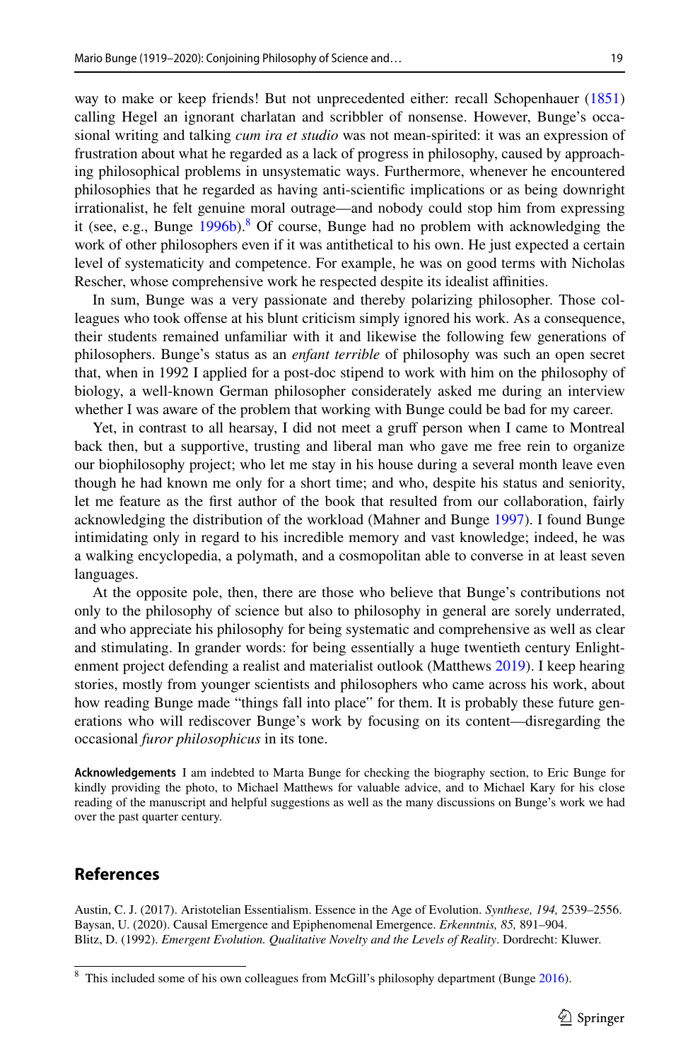way to make or keep friends! But not unprecedented either: recall Schopenhauer (1851) calling Hegel an ignorant charlatan and scribbler of nonsense. However, Bunge's occasional writing and talking *cum ira et studio* was not mean-spirited: it was an expression of frustration about what he regarded as a lack of progress in philosophy, caused by approaching philosophical problems in unsystematic ways. Furthermore, whenever he encountered philosophies that he regarded as having anti-scientific implications or as being downright irrationalist, he felt genuine moral outrage—and nobody could stop him from expressing it (see, e.g., Bunge 1996b).[8] Of course, Bunge had no problem with acknowledging the work of other philosophers even if it was antithetical to his own. He just expected a certain level of systematicity and competence. For example, he was on good terms with Nicholas Rescher, whose comprehensive work he respected despite its idealist affinities.

In sum, Bunge was a very passionate and thereby polarizing philosopher. Those colleagues who took offense at his blunt criticism simply ignored his work. As a consequence, their students remained unfamiliar with it and likewise the following few generations of philosophers. Bunge's status as an *enfant terrible* of philosophy was such an open secret that, when in 1992 I applied for a post-doc stipend to work with him on the philosophy of biology, a well-known German philosopher considerately asked me during an interview whether I was aware of the problem that working with Bunge could be bad for my career.

Yet, in contrast to all hearsay, I did not meet a gruff person when I came to Montreal back then, but a supportive, trusting and liberal man who gave me free rein to organize our biophilosophy project; who let me stay in his house during a several month leave even though he had known me only for a short time; and who, despite his status and seniority, let me feature as the first author of the book that resulted from our collaboration, fairly acknowledging the distribution of the workload (Mahner and Bunge 1997). I found Bunge intimidating only in regard to his incredible memory and vast knowledge; indeed, he was a walking encyclopedia, a polymath, and a cosmopolitan able to converse in at least seven languages.

At the opposite pole, then, there are those who believe that Bunge's contributions not only to the philosophy of science but also to philosophy in general are sorely underrated, and who appreciate his philosophy for being systematic and comprehensive as well as clear and stimulating. In grander words: for being essentially a huge twentieth century Enlightenment project defending a realist and materialist outlook (Matthews 2019). I keep hearing stories, mostly from younger scientists and philosophers who came across his work, about how reading Bunge made "things fall into place" for them. It is probably these future generations who will rediscover Bunge's work by focusing on its content—disregarding the occasional *furor philosophicus* in its tone.

**Acknowledgements** I am indebted to Marta Bunge for checking the biography section, to Eric Bunge for kindly providing the photo, to Michael Matthews for valuable advice, and to Michael Kary for his close reading of the manuscript and helpful suggestions as well as the many discussions on Bunge's work we had over the past quarter century.

## References

Austin, C. J. (2017). Aristotelian Essentialism. Essence in the Age of Evolution. *Synthese, 194,* 2539–2556.

Baysan, U. (2020). Causal Emergence and Epiphenomenal Emergence. *Erkenntnis, 85,* 891–904.

Blitz, D. (1992). *Emergent Evolution. Qualitative Novelty and the Levels of Reality*. Dordrecht: Kluwer.

[8] This included some of his own colleagues from McGill's philosophy department (Bunge 2016).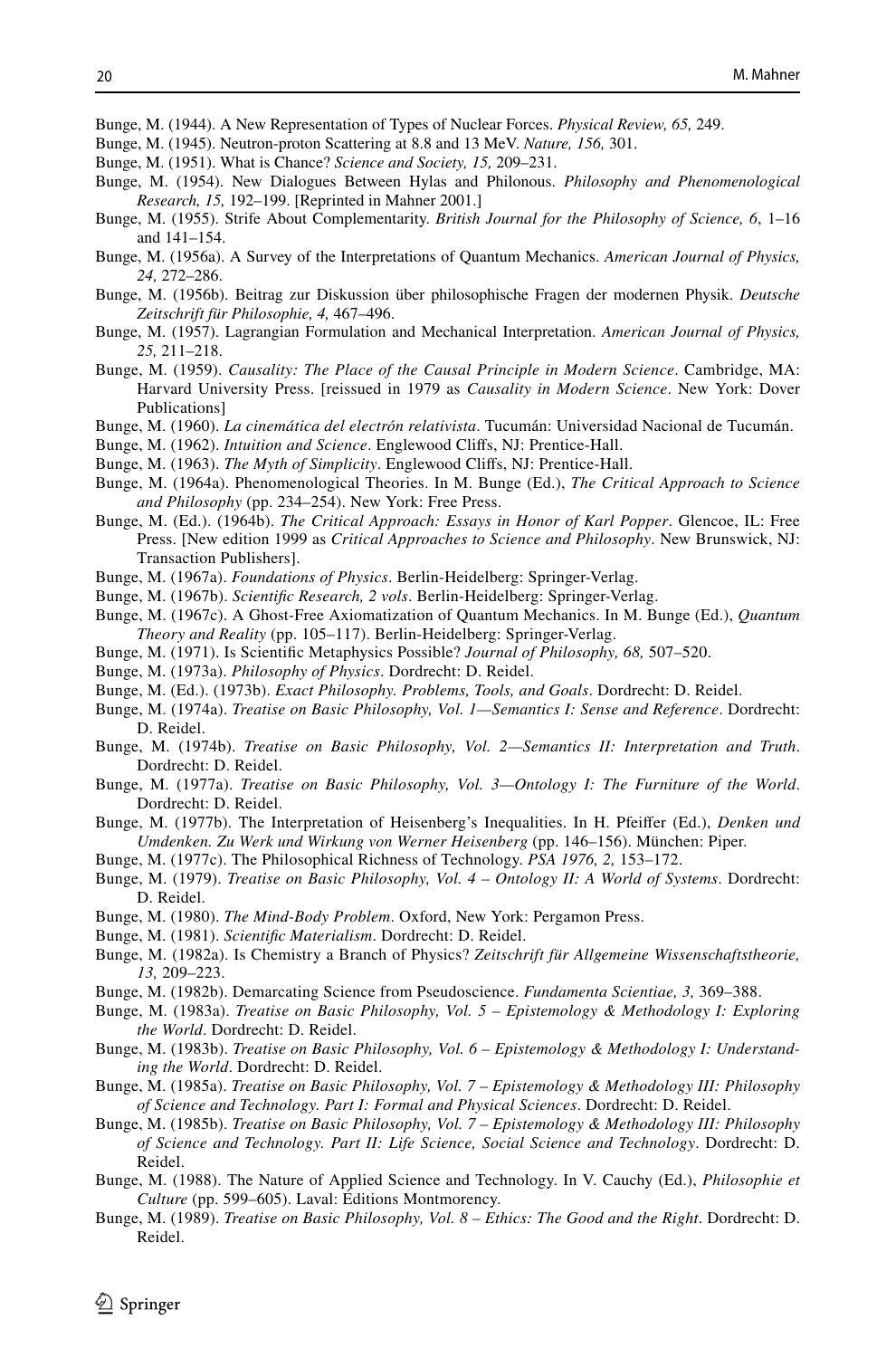Bunge, M. (1944). A New Representation of Types of Nuclear Forces. *Physical Review, 65,* 249.

Bunge, M. (1945). Neutron-proton Scattering at 8.8 and 13 MeV. *Nature, 156,* 301.

Bunge, M. (1951). What is Chance? *Science and Society, 15,* 209–231.

Bunge, M. (1954). New Dialogues Between Hylas and Philonous. *Philosophy and Phenomenological Research, 15,* 192–199. [Reprinted in Mahner 2001.]

Bunge, M. (1955). Strife About Complementarity. *British Journal for the Philosophy of Science, 6*, 1–16 and 141–154.

Bunge, M. (1956a). A Survey of the Interpretations of Quantum Mechanics. *American Journal of Physics, 24,* 272–286.

Bunge, M. (1956b). Beitrag zur Diskussion über philosophische Fragen der modernen Physik. *Deutsche Zeitschrift für Philosophie, 4,* 467–496.

Bunge, M. (1957). Lagrangian Formulation and Mechanical Interpretation. *American Journal of Physics, 25,* 211–218.

Bunge, M. (1959). *Causality: The Place of the Causal Principle in Modern Science*. Cambridge, MA: Harvard University Press. [reissued in 1979 as *Causality in Modern Science*. New York: Dover Publications]

Bunge, M. (1960). *La cinemática del electrón relativista*. Tucumán: Universidad Nacional de Tucumán.

Bunge, M. (1962). *Intuition and Science*. Englewood Cliffs, NJ: Prentice-Hall.

Bunge, M. (1963). *The Myth of Simplicity*. Englewood Cliffs, NJ: Prentice-Hall.

Bunge, M. (1964a). Phenomenological Theories. In M. Bunge (Ed.), *The Critical Approach to Science and Philosophy* (pp. 234–254). New York: Free Press.

Bunge, M. (Ed.). (1964b). *The Critical Approach: Essays in Honor of Karl Popper*. Glencoe, IL: Free Press. [New edition 1999 as *Critical Approaches to Science and Philosophy*. New Brunswick, NJ: Transaction Publishers].

Bunge, M. (1967a). *Foundations of Physics*. Berlin-Heidelberg: Springer-Verlag.

Bunge, M. (1967b). *Scientific Research, 2 vols*. Berlin-Heidelberg: Springer-Verlag.

Bunge, M. (1967c). A Ghost-Free Axiomatization of Quantum Mechanics. In M. Bunge (Ed.), *Quantum Theory and Reality* (pp. 105–117). Berlin-Heidelberg: Springer-Verlag.

Bunge, M. (1971). Is Scientific Metaphysics Possible? *Journal of Philosophy, 68,* 507–520.

Bunge, M. (1973a). *Philosophy of Physics*. Dordrecht: D. Reidel.

Bunge, M. (Ed.). (1973b). *Exact Philosophy. Problems, Tools, and Goals*. Dordrecht: D. Reidel.

Bunge, M. (1974a). *Treatise on Basic Philosophy, Vol. 1—Semantics I: Sense and Reference*. Dordrecht: D. Reidel.

Bunge, M. (1974b). *Treatise on Basic Philosophy, Vol. 2—Semantics II: Interpretation and Truth*. Dordrecht: D. Reidel.

Bunge, M. (1977a). *Treatise on Basic Philosophy, Vol. 3—Ontology I: The Furniture of the World*. Dordrecht: D. Reidel.

Bunge, M. (1977b). The Interpretation of Heisenberg's Inequalities. In H. Pfeiffer (Ed.), *Denken und Umdenken. Zu Werk und Wirkung von Werner Heisenberg* (pp. 146–156). München: Piper.

Bunge, M. (1977c). The Philosophical Richness of Technology. *PSA 1976, 2,* 153–172.

Bunge, M. (1979). *Treatise on Basic Philosophy, Vol. 4 – Ontology II: A World of Systems*. Dordrecht: D. Reidel.

Bunge, M. (1980). *The Mind-Body Problem*. Oxford, New York: Pergamon Press.

Bunge, M. (1981). *Scientific Materialism*. Dordrecht: D. Reidel.

Bunge, M. (1982a). Is Chemistry a Branch of Physics? *Zeitschrift für Allgemeine Wissenschaftstheorie, 13,* 209–223.

Bunge, M. (1982b). Demarcating Science from Pseudoscience. *Fundamenta Scientiae, 3,* 369–388.

Bunge, M. (1983a). *Treatise on Basic Philosophy, Vol. 5 – Epistemology & Methodology I: Exploring the World*. Dordrecht: D. Reidel.

Bunge, M. (1983b). *Treatise on Basic Philosophy, Vol. 6 – Epistemology & Methodology I: Understanding the World*. Dordrecht: D. Reidel.

Bunge, M. (1985a). *Treatise on Basic Philosophy, Vol. 7 – Epistemology & Methodology III: Philosophy of Science and Technology. Part I: Formal and Physical Sciences*. Dordrecht: D. Reidel.

Bunge, M. (1985b). *Treatise on Basic Philosophy, Vol. 7 – Epistemology & Methodology III: Philosophy of Science and Technology. Part II: Life Science, Social Science and Technology*. Dordrecht: D. Reidel.

Bunge, M. (1988). The Nature of Applied Science and Technology. In V. Cauchy (Ed.), *Philosophie et Culture* (pp. 599–605). Laval: Éditions Montmorency.

Bunge, M. (1989). *Treatise on Basic Philosophy, Vol. 8 – Ethics: The Good and the Right*. Dordrecht: D. Reidel.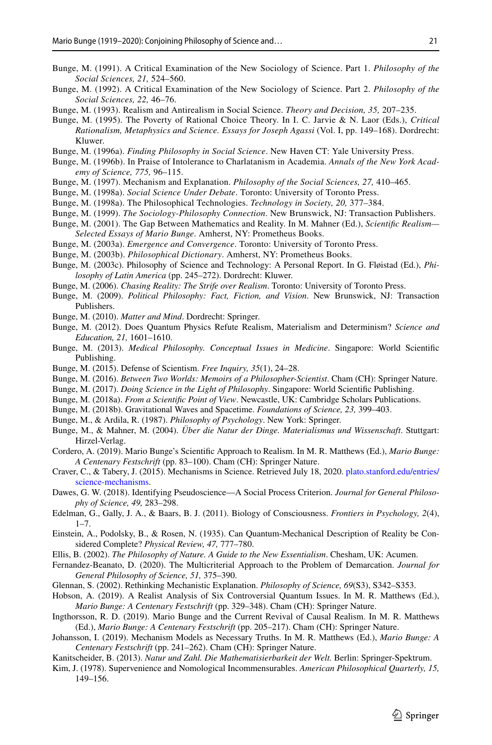Bunge, M. (1991). A Critical Examination of the New Sociology of Science. Part 1. *Philosophy of the Social Sciences, 21,* 524–560.

Bunge, M. (1992). A Critical Examination of the New Sociology of Science. Part 2. *Philosophy of the Social Sciences, 22,* 46–76.

Bunge, M. (1993). Realism and Antirealism in Social Science. *Theory and Decision, 35,* 207–235.

Bunge, M. (1995). The Poverty of Rational Choice Theory. In I. C. Jarvie & N. Laor (Eds.), *Critical Rationalism, Metaphysics and Science. Essays for Joseph Agassi* (Vol. I, pp. 149–168). Dordrecht: Kluwer.

Bunge, M. (1996a). *Finding Philosophy in Social Science*. New Haven CT: Yale University Press.

Bunge, M. (1996b). In Praise of Intolerance to Charlatanism in Academia. *Annals of the New York Academy of Science, 775,* 96–115.

Bunge, M. (1997). Mechanism and Explanation. *Philosophy of the Social Sciences, 27,* 410–465.

Bunge, M. (1998a). *Social Science Under Debate*. Toronto: University of Toronto Press.

Bunge, M. (1998a). The Philosophical Technologies. *Technology in Society, 20,* 377–384.

Bunge, M. (1999). *The Sociology-Philosophy Connection*. New Brunswick, NJ: Transaction Publishers.

Bunge, M. (2001). The Gap Between Mathematics and Reality. In M. Mahner (Ed.), *Scientific Realism—Selected Essays of Mario Bunge*. Amherst, NY: Prometheus Books.

Bunge, M. (2003a). *Emergence and Convergence*. Toronto: University of Toronto Press.

Bunge, M. (2003b). *Philosophical Dictionary*. Amherst, NY: Prometheus Books.

Bunge, M. (2003c). Philosophy of Science and Technology: A Personal Report. In G. Fløistad (Ed.), *Philosophy of Latin America* (pp. 245–272). Dordrecht: Kluwer.

Bunge, M. (2006). *Chasing Reality: The Strife over Realism*. Toronto: University of Toronto Press.

Bunge, M. (2009). *Political Philosophy: Fact, Fiction, and Vision*. New Brunswick, NJ: Transaction Publishers.

Bunge, M. (2010). *Matter and Mind*. Dordrecht: Springer.

Bunge, M. (2012). Does Quantum Physics Refute Realism, Materialism and Determinism? *Science and Education, 21,* 1601–1610.

Bunge, M. (2013). *Medical Philosophy. Conceptual Issues in Medicine*. Singapore: World Scientific Publishing.

Bunge, M. (2015). Defense of Scientism. *Free Inquiry, 35*(1), 24–28.

Bunge, M. (2016). *Between Two Worlds: Memoirs of a Philosopher-Scientist*. Cham (CH): Springer Nature.

Bunge, M. (2017). *Doing Science in the Light of Philosophy*. Singapore: World Scientific Publishing.

Bunge, M. (2018a). *From a Scientific Point of View*. Newcastle, UK: Cambridge Scholars Publications.

Bunge, M. (2018b). Gravitational Waves and Spacetime. *Foundations of Science, 23,* 399–403.

Bunge, M., & Ardila, R. (1987). *Philosophy of Psychology*. New York: Springer.

Bunge, M., & Mahner, M. (2004). *Über die Natur der Dinge. Materialismus und Wissenschaft*. Stuttgart: Hirzel-Verlag.

Cordero, A. (2019). Mario Bunge's Scientific Approach to Realism. In M. R. Matthews (Ed.), *Mario Bunge: A Centenary Festschrift* (pp. 83–100). Cham (CH): Springer Nature.

Craver, C., & Tabery, J. (2015). Mechanisms in Science. Retrieved July 18, 2020. plato.stanford.edu/entries/science-mechanisms.

Dawes, G. W. (2018). Identifying Pseudoscience—A Social Process Criterion. *Journal for General Philosophy of Science, 49,* 283–298.

Edelman, G., Gally, J. A., & Baars, B. J. (2011). Biology of Consciousness. *Frontiers in Psychology, 2*(4), 1–7.

Einstein, A., Podolsky, B., & Rosen, N. (1935). Can Quantum-Mechanical Description of Reality be Considered Complete? *Physical Review, 47,* 777–780.

Ellis, B. (2002). *The Philosophy of Nature. A Guide to the New Essentialism*. Chesham, UK: Acumen.

Fernandez-Beanato, D. (2020). The Multicriterial Approach to the Problem of Demarcation. *Journal for General Philosophy of Science, 51,* 375–390.

Glennan, S. (2002). Rethinking Mechanistic Explanation. *Philosophy of Science, 69*(S3), S342–S353.

Hobson, A. (2019). A Realist Analysis of Six Controversial Quantum Issues. In M. R. Matthews (Ed.), *Mario Bunge: A Centenary Festschrift* (pp. 329–348). Cham (CH): Springer Nature.

Ingthorsson, R. D. (2019). Mario Bunge and the Current Revival of Causal Realism. In M. R. Matthews (Ed.), *Mario Bunge: A Centenary Festschrift* (pp. 205–217). Cham (CH): Springer Nature.

Johansson, I. (2019). Mechanism Models as Necessary Truths. In M. R. Matthews (Ed.), *Mario Bunge: A Centenary Festschrift* (pp. 241–262). Cham (CH): Springer Nature.

Kanitscheider, B. (2013). *Natur und Zahl. Die Mathematisierbarkeit der Welt.* Berlin: Springer-Spektrum.

Kim, J. (1978). Supervenience and Nomological Incommensurables. *American Philosophical Quarterly, 15,* 149–156.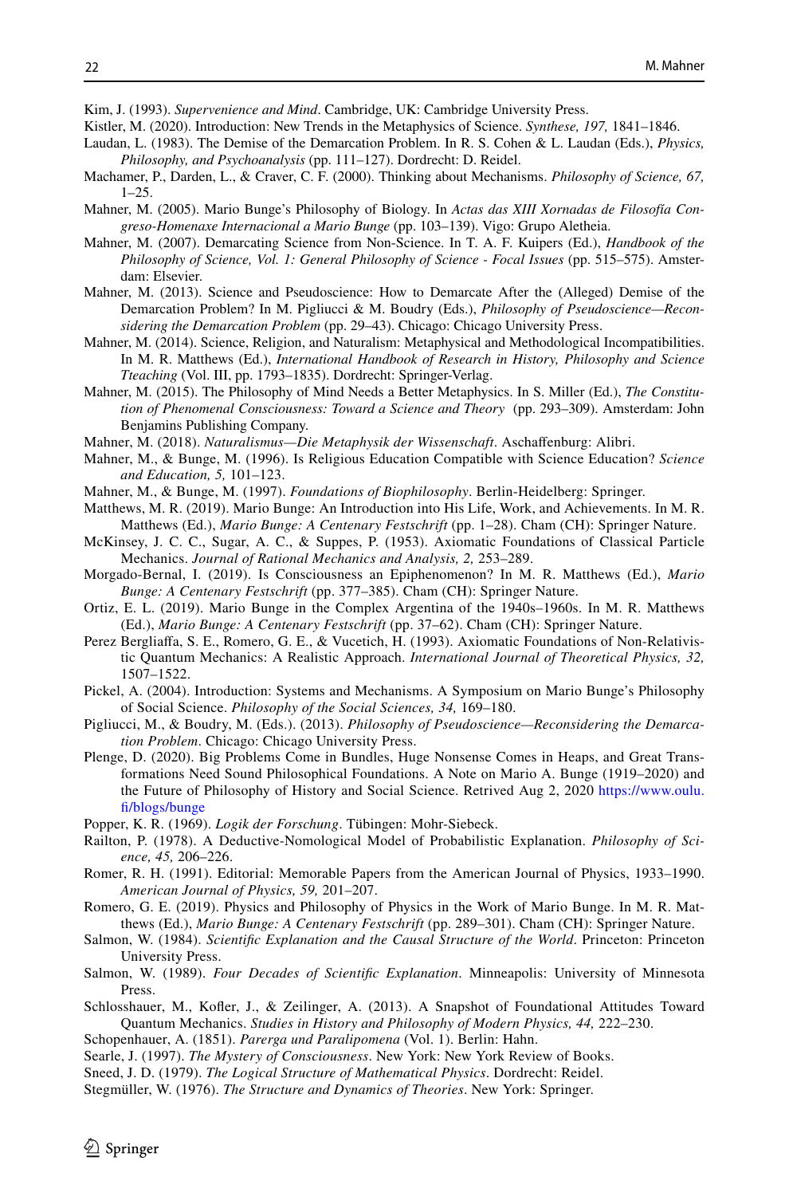Kim, J. (1993). *Supervenience and Mind*. Cambridge, UK: Cambridge University Press.

Kistler, M. (2020). Introduction: New Trends in the Metaphysics of Science. *Synthese, 197,* 1841–1846.

Laudan, L. (1983). The Demise of the Demarcation Problem. In R. S. Cohen & L. Laudan (Eds.), *Physics, Philosophy, and Psychoanalysis* (pp. 111–127). Dordrecht: D. Reidel.

Machamer, P., Darden, L., & Craver, C. F. (2000). Thinking about Mechanisms. *Philosophy of Science, 67,* 1–25.

Mahner, M. (2005). Mario Bunge's Philosophy of Biology. In *Actas das XIII Xornadas de Filosofía Congreso-Homenaxe Internacional a Mario Bunge* (pp. 103–139). Vigo: Grupo Aletheia.

Mahner, M. (2007). Demarcating Science from Non-Science. In T. A. F. Kuipers (Ed.), *Handbook of the Philosophy of Science, Vol. 1: General Philosophy of Science - Focal Issues* (pp. 515–575). Amsterdam: Elsevier.

Mahner, M. (2013). Science and Pseudoscience: How to Demarcate After the (Alleged) Demise of the Demarcation Problem? In M. Pigliucci & M. Boudry (Eds.), *Philosophy of Pseudoscience—Reconsidering the Demarcation Problem* (pp. 29–43). Chicago: Chicago University Press.

Mahner, M. (2014). Science, Religion, and Naturalism: Metaphysical and Methodological Incompatibilities. In M. R. Matthews (Ed.), *International Handbook of Research in History, Philosophy and Science Tteaching* (Vol. III, pp. 1793–1835). Dordrecht: Springer-Verlag.

Mahner, M. (2015). The Philosophy of Mind Needs a Better Metaphysics. In S. Miller (Ed.), *The Constitution of Phenomenal Consciousness: Toward a Science and Theory* (pp. 293–309). Amsterdam: John Benjamins Publishing Company.

Mahner, M. (2018). *Naturalismus—Die Metaphysik der Wissenschaft*. Aschaffenburg: Alibri.

Mahner, M., & Bunge, M. (1996). Is Religious Education Compatible with Science Education? *Science and Education, 5,* 101–123.

Mahner, M., & Bunge, M. (1997). *Foundations of Biophilosophy*. Berlin-Heidelberg: Springer.

Matthews, M. R. (2019). Mario Bunge: An Introduction into His Life, Work, and Achievements. In M. R. Matthews (Ed.), *Mario Bunge: A Centenary Festschrift* (pp. 1–28). Cham (CH): Springer Nature.

McKinsey, J. C. C., Sugar, A. C., & Suppes, P. (1953). Axiomatic Foundations of Classical Particle Mechanics. *Journal of Rational Mechanics and Analysis, 2,* 253–289.

Morgado-Bernal, I. (2019). Is Consciousness an Epiphenomenon? In M. R. Matthews (Ed.), *Mario Bunge: A Centenary Festschrift* (pp. 377–385). Cham (CH): Springer Nature.

Ortiz, E. L. (2019). Mario Bunge in the Complex Argentina of the 1940s–1960s. In M. R. Matthews (Ed.), *Mario Bunge: A Centenary Festschrift* (pp. 37–62). Cham (CH): Springer Nature.

Perez Bergliaffa, S. E., Romero, G. E., & Vucetich, H. (1993). Axiomatic Foundations of Non-Relativistic Quantum Mechanics: A Realistic Approach. *International Journal of Theoretical Physics, 32,* 1507–1522.

Pickel, A. (2004). Introduction: Systems and Mechanisms. A Symposium on Mario Bunge's Philosophy of Social Science. *Philosophy of the Social Sciences, 34,* 169–180.

Pigliucci, M., & Boudry, M. (Eds.). (2013). *Philosophy of Pseudoscience—Reconsidering the Demarcation Problem*. Chicago: Chicago University Press.

Plenge, D. (2020). Big Problems Come in Bundles, Huge Nonsense Comes in Heaps, and Great Transformations Need Sound Philosophical Foundations. A Note on Mario A. Bunge (1919–2020) and the Future of Philosophy of History and Social Science. Retrived Aug 2, 2020 https://www.oulu.fi/blogs/bunge

Popper, K. R. (1969). *Logik der Forschung*. Tübingen: Mohr-Siebeck.

Railton, P. (1978). A Deductive-Nomological Model of Probabilistic Explanation. *Philosophy of Science, 45,* 206–226.

Romer, R. H. (1991). Editorial: Memorable Papers from the American Journal of Physics, 1933–1990. *American Journal of Physics, 59,* 201–207.

Romero, G. E. (2019). Physics and Philosophy of Physics in the Work of Mario Bunge. In M. R. Matthews (Ed.), *Mario Bunge: A Centenary Festschrift* (pp. 289–301). Cham (CH): Springer Nature.

Salmon, W. (1984). *Scientific Explanation and the Causal Structure of the World*. Princeton: Princeton University Press.

Salmon, W. (1989). *Four Decades of Scientific Explanation*. Minneapolis: University of Minnesota Press.

Schlosshauer, M., Kofler, J., & Zeilinger, A. (2013). A Snapshot of Foundational Attitudes Toward Quantum Mechanics. *Studies in History and Philosophy of Modern Physics, 44,* 222–230.

Schopenhauer, A. (1851). *Parerga und Paralipomena* (Vol. 1). Berlin: Hahn.

Searle, J. (1997). *The Mystery of Consciousness*. New York: New York Review of Books.

Sneed, J. D. (1979). *The Logical Structure of Mathematical Physics*. Dordrecht: Reidel.

Stegmüller, W. (1976). *The Structure and Dynamics of Theories*. New York: Springer.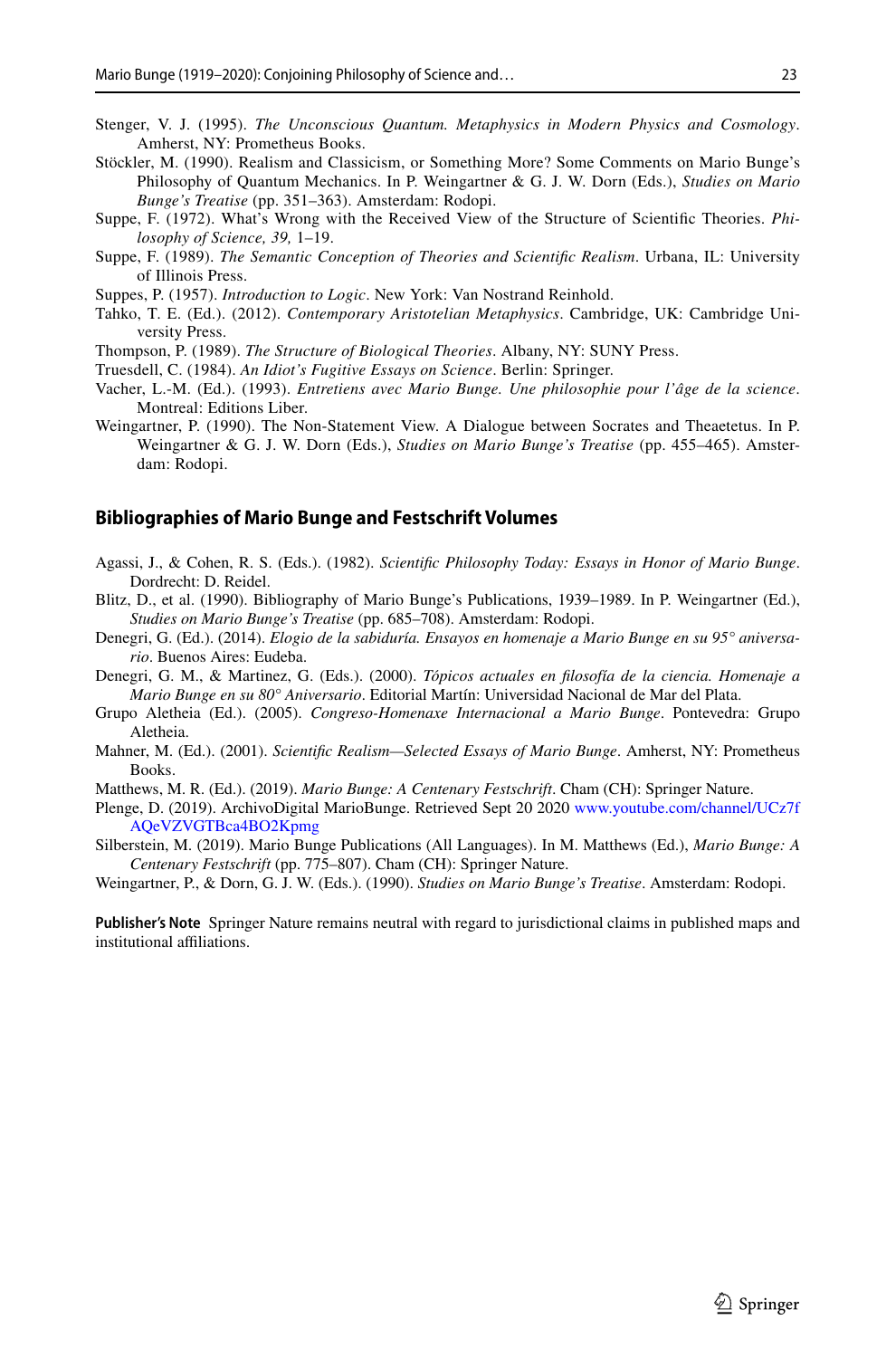Stenger, V. J. (1995). *The Unconscious Quantum. Metaphysics in Modern Physics and Cosmology*. Amherst, NY: Prometheus Books.

Stöckler, M. (1990). Realism and Classicism, or Something More? Some Comments on Mario Bunge's Philosophy of Quantum Mechanics. In P. Weingartner & G. J. W. Dorn (Eds.), *Studies on Mario Bunge's Treatise* (pp. 351–363). Amsterdam: Rodopi.

Suppe, F. (1972). What's Wrong with the Received View of the Structure of Scientific Theories. *Philosophy of Science, 39,* 1–19.

Suppe, F. (1989). *The Semantic Conception of Theories and Scientific Realism*. Urbana, IL: University of Illinois Press.

Suppes, P. (1957). *Introduction to Logic*. New York: Van Nostrand Reinhold.

Tahko, T. E. (Ed.). (2012). *Contemporary Aristotelian Metaphysics*. Cambridge, UK: Cambridge University Press.

Thompson, P. (1989). *The Structure of Biological Theories*. Albany, NY: SUNY Press.

Truesdell, C. (1984). *An Idiot's Fugitive Essays on Science*. Berlin: Springer.

Vacher, L.-M. (Ed.). (1993). *Entretiens avec Mario Bunge. Une philosophie pour l'âge de la science*. Montreal: Editions Liber.

Weingartner, P. (1990). The Non-Statement View. A Dialogue between Socrates and Theaetetus. In P. Weingartner & G. J. W. Dorn (Eds.), *Studies on Mario Bunge's Treatise* (pp. 455–465). Amsterdam: Rodopi.

## Bibliographies of Mario Bunge and Festschrift Volumes

Agassi, J., & Cohen, R. S. (Eds.). (1982). *Scientific Philosophy Today: Essays in Honor of Mario Bunge*. Dordrecht: D. Reidel.

Blitz, D., et al. (1990). Bibliography of Mario Bunge's Publications, 1939–1989. In P. Weingartner (Ed.), *Studies on Mario Bunge's Treatise* (pp. 685–708). Amsterdam: Rodopi.

Denegri, G. (Ed.). (2014). *Elogio de la sabiduría. Ensayos en homenaje a Mario Bunge en su 95° aniversario*. Buenos Aires: Eudeba.

Denegri, G. M., & Martinez, G. (Eds.). (2000). *Tópicos actuales en filosofía de la ciencia. Homenaje a Mario Bunge en su 80° Aniversario*. Editorial Martín: Universidad Nacional de Mar del Plata.

Grupo Aletheia (Ed.). (2005). *Congreso-Homenaxe Internacional a Mario Bunge*. Pontevedra: Grupo Aletheia.

Mahner, M. (Ed.). (2001). *Scientific Realism—Selected Essays of Mario Bunge*. Amherst, NY: Prometheus Books.

Matthews, M. R. (Ed.). (2019). *Mario Bunge: A Centenary Festschrift*. Cham (CH): Springer Nature.

Plenge, D. (2019). ArchivoDigital MarioBunge. Retrieved Sept 20 2020 www.youtube.com/channel/UCz7fAQeVZVGTBca4BO2Kpmg

Silberstein, M. (2019). Mario Bunge Publications (All Languages). In M. Matthews (Ed.), *Mario Bunge: A Centenary Festschrift* (pp. 775–807). Cham (CH): Springer Nature.

Weingartner, P., & Dorn, G. J. W. (Eds.). (1990). *Studies on Mario Bunge's Treatise*. Amsterdam: Rodopi.

**Publisher's Note** Springer Nature remains neutral with regard to jurisdictional claims in published maps and institutional affiliations.